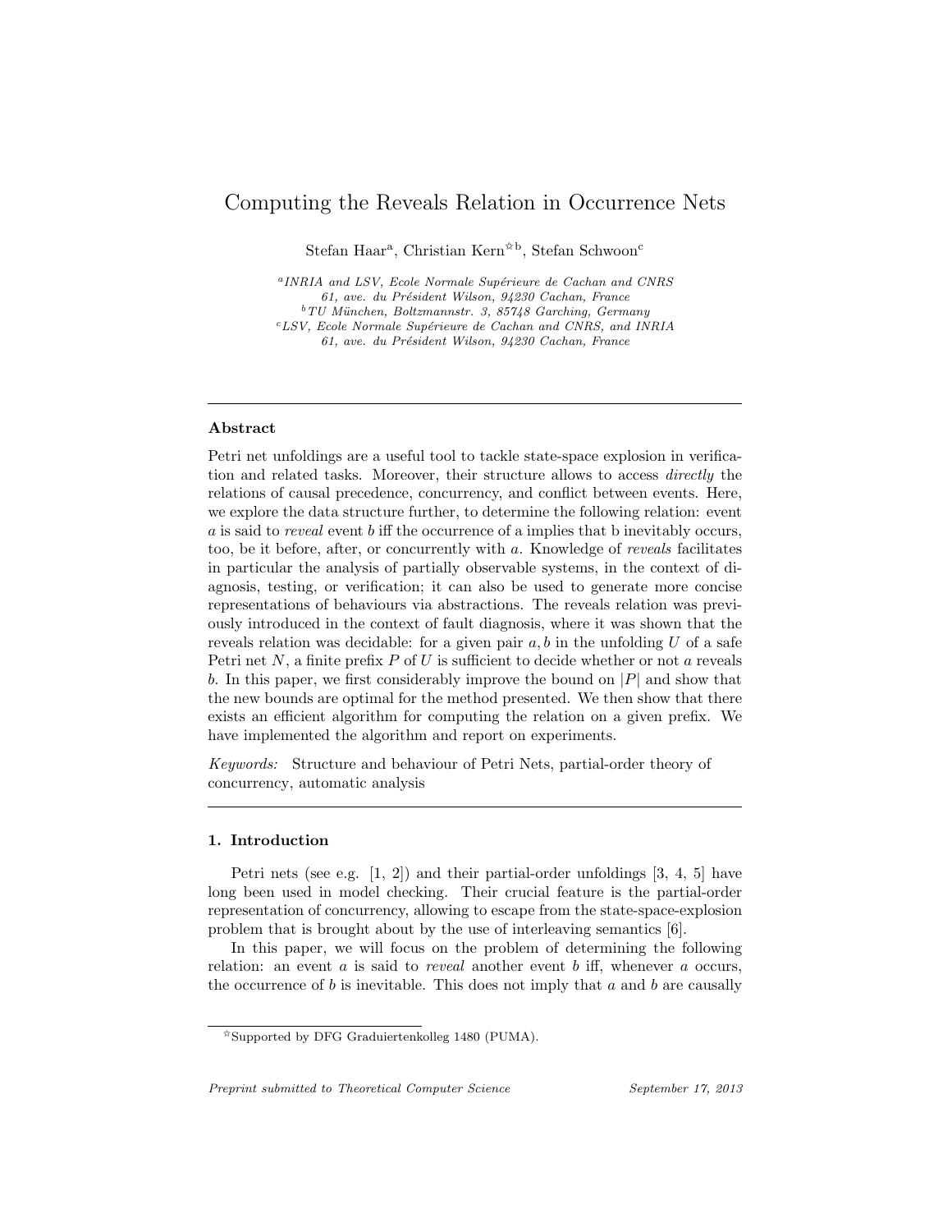# Computing the Reveals Relation in Occurrence Nets

Stefan Haar[a], Christian Kern[☆b], Stefan Schwoon[c]

[a] *INRIA and LSV, Ecole Normale Supérieure de Cachan and CNRS 61, ave. du Président Wilson, 94230 Cachan, France*
[b] *TU München, Boltzmannstr. 3, 85748 Garching, Germany*
[c] *LSV, Ecole Normale Supérieure de Cachan and CNRS, and INRIA 61, ave. du Président Wilson, 94230 Cachan, France*

---

### Abstract

Petri net unfoldings are a useful tool to tackle state-space explosion in verification and related tasks. Moreover, their structure allows to access *directly* the relations of causal precedence, concurrency, and conflict between events. Here, we explore the data structure further, to determine the following relation: event $a$ is said to *reveal* event $b$ iff the occurrence of $a$ implies that b inevitably occurs, too, be it before, after, or concurrently with $a$. Knowledge of *reveals* facilitates in particular the analysis of partially observable systems, in the context of diagnosis, testing, or verification; it can also be used to generate more concise representations of behaviours via abstractions. The reveals relation was previously introduced in the context of fault diagnosis, where it was shown that the reveals relation was decidable: for a given pair $a, b$ in the unfolding $U$ of a safe Petri net $N$, a finite prefix $P$ of $U$ is sufficient to decide whether or not $a$ reveals $b$. In this paper, we first considerably improve the bound on $|P|$ and show that the new bounds are optimal for the method presented. We then show that there exists an efficient algorithm for computing the relation on a given prefix. We have implemented the algorithm and report on experiments.

*Keywords:* Structure and behaviour of Petri Nets, partial-order theory of concurrency, automatic analysis

---

## 1. Introduction

Petri nets (see e.g. [1, 2]) and their partial-order unfoldings [3, 4, 5] have long been used in model checking. Their crucial feature is the partial-order representation of concurrency, allowing to escape from the state-space-explosion problem that is brought about by the use of interleaving semantics [6].

In this paper, we will focus on the problem of determining the following relation: an event $a$ is said to *reveal* another event $b$ iff, whenever $a$ occurs, the occurrence of $b$ is inevitable. This does not imply that $a$ and $b$ are causally

---

☆Supported by DFG Graduiertenkolleg 1480 (PUMA).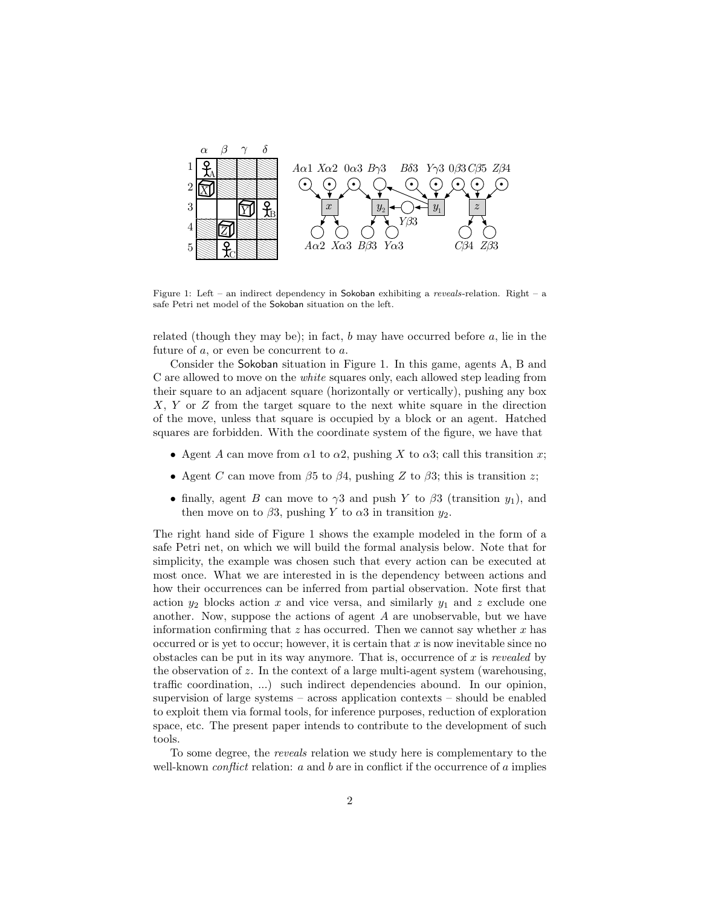Figure 1: Left – an indirect dependency in Sokoban exhibiting a *reveals*-relation. Right – a safe Petri net model of the Sokoban situation on the left.

related (though they may be); in fact, $b$ may have occurred before $a$, lie in the future of $a$, or even be concurrent to $a$.

Consider the Sokoban situation in Figure 1. In this game, agents A, B and C are allowed to move on the *white* squares only, each allowed step leading from their square to an adjacent square (horizontally or vertically), pushing any box $X$, $Y$ or $Z$ from the target square to the next white square in the direction of the move, unless that square is occupied by a block or an agent. Hatched squares are forbidden. With the coordinate system of the figure, we have that

- Agent $A$ can move from $\alpha 1$ to $\alpha 2$, pushing $X$ to $\alpha 3$; call this transition $x$;
- Agent $C$ can move from $\beta 5$ to $\beta 4$, pushing $Z$ to $\beta 3$; this is transition $z$;
- finally, agent $B$ can move to $\gamma 3$ and push $Y$ to $\beta 3$ (transition $y_1$), and then move on to $\beta 3$, pushing $Y$ to $\alpha 3$ in transition $y_2$.

The right hand side of Figure 1 shows the example modeled in the form of a safe Petri net, on which we will build the formal analysis below. Note that for simplicity, the example was chosen such that every action can be executed at most once. What we are interested in is the dependency between actions and how their occurrences can be inferred from partial observation. Note first that action $y_2$ blocks action $x$ and vice versa, and similarly $y_1$ and $z$ exclude one another. Now, suppose the actions of agent $A$ are unobservable, but we have information confirming that $z$ has occurred. Then we cannot say whether $x$ has occurred or is yet to occur; however, it is certain that $x$ is now inevitable since no obstacles can be put in its way anymore. That is, occurrence of $x$ is *revealed* by the observation of $z$. In the context of a large multi-agent system (warehousing, traffic coordination, ...) such indirect dependencies abound. In our opinion, supervision of large systems – across application contexts – should be enabled to exploit them via formal tools, for inference purposes, reduction of exploration space, etc. The present paper intends to contribute to the development of such tools.

To some degree, the *reveals* relation we study here is complementary to the well-known *conflict* relation: $a$ and $b$ are in conflict if the occurrence of $a$ implies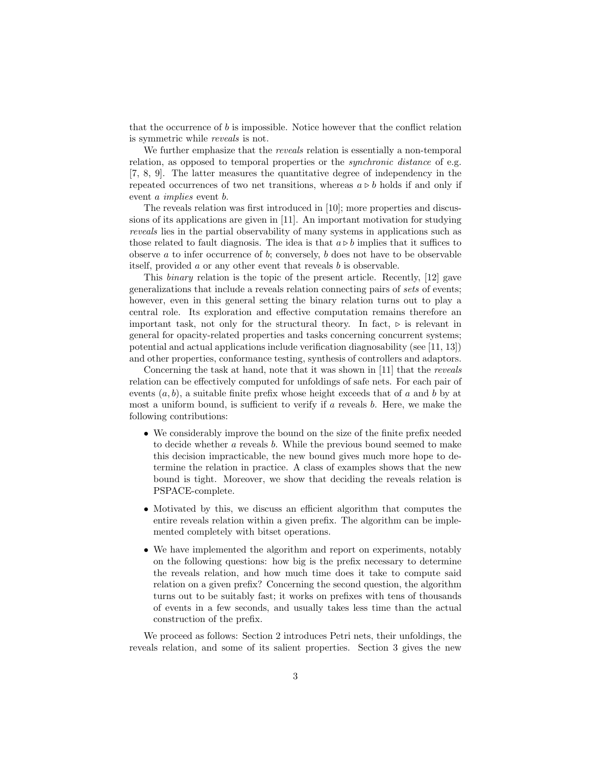that the occurrence of $b$ is impossible. Notice however that the conflict relation is symmetric while *reveals* is not.

We further emphasize that the *reveals* relation is essentially a non-temporal relation, as opposed to temporal properties or the *synchronic distance* of e.g. [7, 8, 9]. The latter measures the quantitative degree of independency in the repeated occurrences of two net transitions, whereas $a \triangleright b$ holds if and only if event $a$ *implies* event $b$.

The reveals relation was first introduced in [10]; more properties and discussions of its applications are given in [11]. An important motivation for studying *reveals* lies in the partial observability of many systems in applications such as those related to fault diagnosis. The idea is that $a \triangleright b$ implies that it suffices to observe $a$ to infer occurrence of $b$; conversely, $b$ does not have to be observable itself, provided $a$ or any other event that reveals $b$ is observable.

This *binary* relation is the topic of the present article. Recently, [12] gave generalizations that include a reveals relation connecting pairs of *sets* of events; however, even in this general setting the binary relation turns out to play a central role. Its exploration and effective computation remains therefore an important task, not only for the structural theory. In fact, $\triangleright$ is relevant in general for opacity-related properties and tasks concerning concurrent systems; potential and actual applications include verification diagnosability (see [11, 13]) and other properties, conformance testing, synthesis of controllers and adaptors.

Concerning the task at hand, note that it was shown in [11] that the *reveals* relation can be effectively computed for unfoldings of safe nets. For each pair of events $(a, b)$, a suitable finite prefix whose height exceeds that of $a$ and $b$ by at most a uniform bound, is sufficient to verify if $a$ reveals $b$. Here, we make the following contributions:

- We considerably improve the bound on the size of the finite prefix needed to decide whether $a$ reveals $b$. While the previous bound seemed to make this decision impracticable, the new bound gives much more hope to determine the relation in practice. A class of examples shows that the new bound is tight. Moreover, we show that deciding the reveals relation is PSPACE-complete.
- Motivated by this, we discuss an efficient algorithm that computes the entire reveals relation within a given prefix. The algorithm can be implemented completely with bitset operations.
- We have implemented the algorithm and report on experiments, notably on the following questions: how big is the prefix necessary to determine the reveals relation, and how much time does it take to compute said relation on a given prefix? Concerning the second question, the algorithm turns out to be suitably fast; it works on prefixes with tens of thousands of events in a few seconds, and usually takes less time than the actual construction of the prefix.

We proceed as follows: Section 2 introduces Petri nets, their unfoldings, the reveals relation, and some of its salient properties. Section 3 gives the new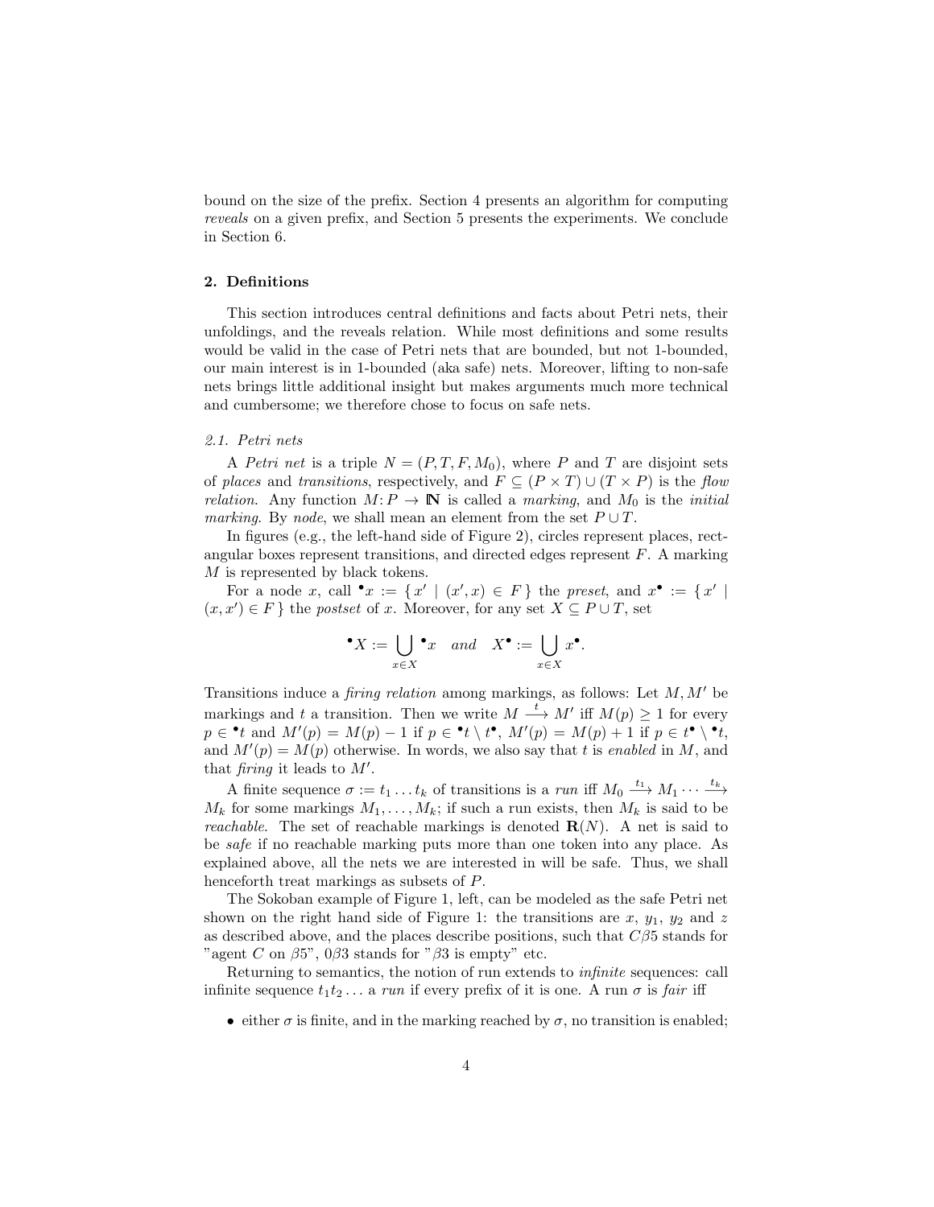bound on the size of the prefix. Section 4 presents an algorithm for computing *reveals* on a given prefix, and Section 5 presents the experiments. We conclude in Section 6.

## 2. Definitions

This section introduces central definitions and facts about Petri nets, their unfoldings, and the reveals relation. While most definitions and some results would be valid in the case of Petri nets that are bounded, but not 1-bounded, our main interest is in 1-bounded (aka safe) nets. Moreover, lifting to non-safe nets brings little additional insight but makes arguments much more technical and cumbersome; we therefore chose to focus on safe nets.

### 2.1. Petri nets

A *Petri net* is a triple $N = (P, T, F, M_0)$, where $P$ and $T$ are disjoint sets of *places* and *transitions*, respectively, and $F \subseteq (P \times T) \cup (T \times P)$ is the *flow relation*. Any function $M : P \to \mathbb{N}$ is called a *marking*, and $M_0$ is the *initial marking*. By *node*, we shall mean an element from the set $P \cup T$.

In figures (e.g., the left-hand side of Figure 2), circles represent places, rectangular boxes represent transitions, and directed edges represent $F$. A marking $M$ is represented by black tokens.

For a node $x$, call ${}^\bullet x := \{\, x' \mid (x', x) \in F \,\}$ the *preset*, and $x^\bullet := \{\, x' \mid (x, x') \in F \,\}$ the *postset* of $x$. Moreover, for any set $X \subseteq P \cup T$, set

$$
{}^\bullet X := \bigcup_{x \in X} {}^\bullet x \quad \textit{and} \quad X^\bullet := \bigcup_{x \in X} x^\bullet .
$$

Transitions induce a *firing relation* among markings, as follows: Let $M, M'$ be markings and $t$ a transition. Then we write $M \xrightarrow{t} M'$ iff $M(p) \geq 1$ for every $p \in {}^\bullet t$ and $M'(p) = M(p) - 1$ if $p \in {}^\bullet t \setminus t^\bullet$, $M'(p) = M(p) + 1$ if $p \in t^\bullet \setminus {}^\bullet t$, and $M'(p) = M(p)$ otherwise. In words, we also say that $t$ is *enabled* in $M$, and that *firing* it leads to $M'$.

A finite sequence $\sigma := t_1 \ldots t_k$ of transitions is a *run* iff $M_0 \xrightarrow{t_1} M_1 \cdots \xrightarrow{t_k} M_k$ for some markings $M_1, \ldots, M_k$; if such a run exists, then $M_k$ is said to be *reachable*. The set of reachable markings is denoted $\mathbf{R}(N)$. A net is said to be *safe* if no reachable marking puts more than one token into any place. As explained above, all the nets we are interested in will be safe. Thus, we shall henceforth treat markings as subsets of $P$.

The Sokoban example of Figure 1, left, can be modeled as the safe Petri net shown on the right hand side of Figure 1: the transitions are $x$, $y_1$, $y_2$ and $z$ as described above, and the places describe positions, such that $C\beta 5$ stands for "agent $C$ on $\beta 5$", $0\beta 3$ stands for "$\beta 3$ is empty" etc.

Returning to semantics, the notion of run extends to *infinite* sequences: call infinite sequence $t_1 t_2 \ldots$ a *run* if every prefix of it is one. A run $\sigma$ is *fair* iff

- either $\sigma$ is finite, and in the marking reached by $\sigma$, no transition is enabled;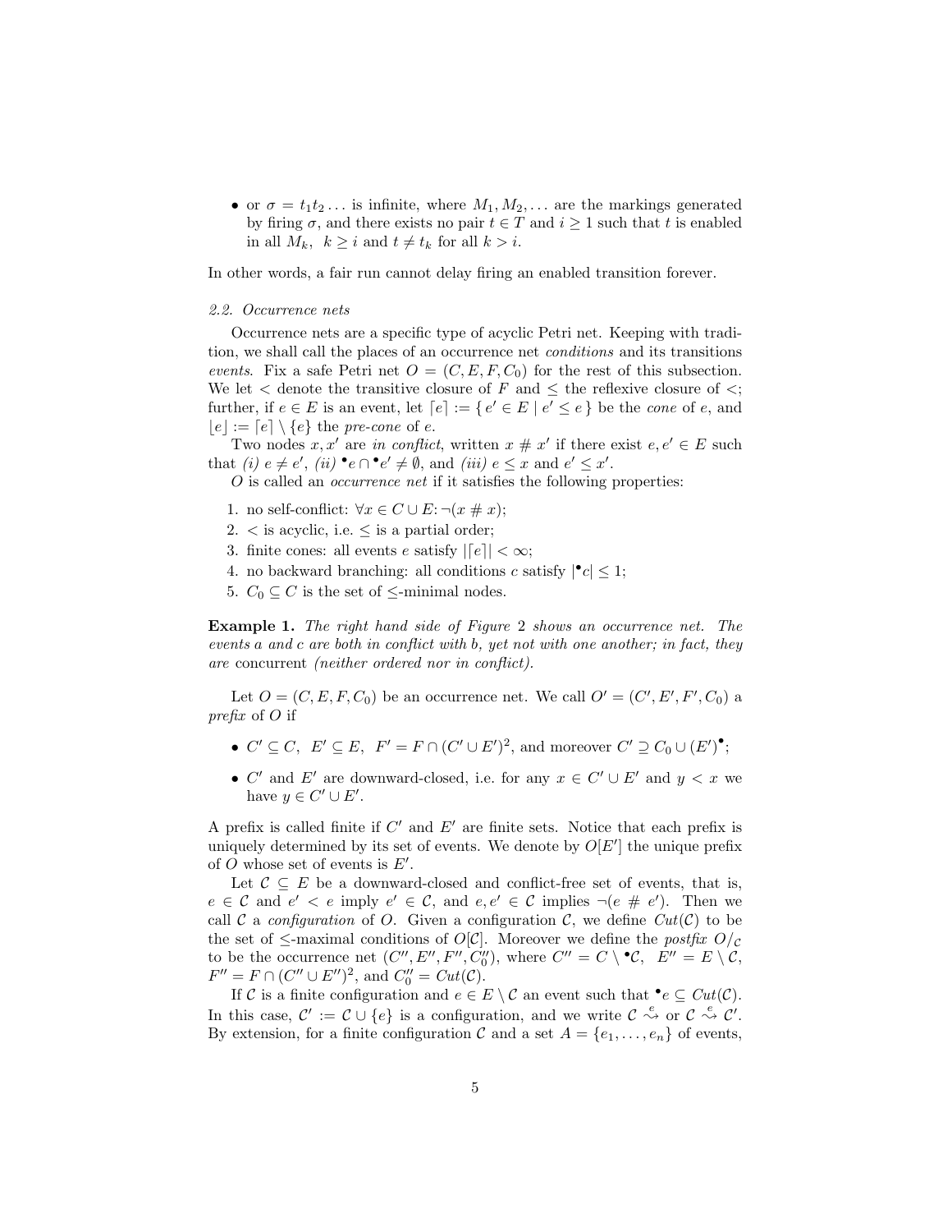- or $\sigma = t_1 t_2 \ldots$ is infinite, where $M_1, M_2, \ldots$ are the markings generated by firing $\sigma$, and there exists no pair $t \in T$ and $i \geq 1$ such that $t$ is enabled in all $M_k$, $k \geq i$ and $t \neq t_k$ for all $k > i$.

In other words, a fair run cannot delay firing an enabled transition forever.

### 2.2. Occurrence nets

Occurrence nets are a specific type of acyclic Petri net. Keeping with tradition, we shall call the places of an occurrence net *conditions* and its transitions *events*. Fix a safe Petri net $O = (C, E, F, C_0)$ for the rest of this subsection. We let $<$ denote the transitive closure of $F$ and $\leq$ the reflexive closure of $<$; further, if $e \in E$ is an event, let $\lceil e \rceil := \{\, e' \in E \mid e' \leq e \,\}$ be the *cone* of $e$, and $\lfloor e \rfloor := \lceil e \rceil \setminus \{e\}$ the *pre-cone* of $e$.

Two nodes $x, x'$ are *in conflict*, written $x \# x'$ if there exist $e, e' \in E$ such that *(i)* $e \neq e'$, *(ii)* ${}^\bullet e \cap {}^\bullet e' \neq \emptyset$, and *(iii)* $e \leq x$ and $e' \leq x'$.

$O$ is called an *occurrence net* if it satisfies the following properties:

1. no self-conflict: $\forall x \in C \cup E \colon \neg(x \# x)$;
2. $<$ is acyclic, i.e. $\leq$ is a partial order;
3. finite cones: all events $e$ satisfy $|\lceil e \rceil| < \infty$;
4. no backward branching: all conditions $c$ satisfy $|{}^\bullet c| \leq 1$;
5. $C_0 \subseteq C$ is the set of $\leq$-minimal nodes.

**Example 1.** *The right hand side of Figure 2 shows an occurrence net. The events a and c are both in conflict with b, yet not with one another; in fact, they are* concurrent *(neither ordered nor in conflict).*

Let $O = (C, E, F, C_0)$ be an occurrence net. We call $O' = (C', E', F', C_0)$ a *prefix* of $O$ if

- $C' \subseteq C$, $E' \subseteq E$, $F' = F \cap (C' \cup E')^2$, and moreover $C' \supseteq C_0 \cup (E')^\bullet$;
- $C'$ and $E'$ are downward-closed, i.e. for any $x \in C' \cup E'$ and $y < x$ we have $y \in C' \cup E'$.

A prefix is called finite if $C'$ and $E'$ are finite sets. Notice that each prefix is uniquely determined by its set of events. We denote by $O[E']$ the unique prefix of $O$ whose set of events is $E'$.

Let $\mathcal{C} \subseteq E$ be a downward-closed and conflict-free set of events, that is, $e \in \mathcal{C}$ and $e' < e$ imply $e' \in \mathcal{C}$, and $e, e' \in \mathcal{C}$ implies $\neg(e \# e')$. Then we call $\mathcal{C}$ a *configuration* of $O$. Given a configuration $\mathcal{C}$, we define $Cut(\mathcal{C})$ to be the set of $\leq$-maximal conditions of $O[\mathcal{C}]$. Moreover we define the *postfix* $O/_{\mathcal{C}}$ to be the occurrence net $(C'', E'', F'', C_0'')$, where $C'' = C \setminus {}^\bullet\mathcal{C}$, $E'' = E \setminus \mathcal{C}$, $F'' = F \cap (C'' \cup E'')^2$, and $C_0'' = Cut(\mathcal{C})$.

If $\mathcal{C}$ is a finite configuration and $e \in E \setminus \mathcal{C}$ an event such that ${}^\bullet e \subseteq Cut(\mathcal{C})$. In this case, $\mathcal{C}' := \mathcal{C} \cup \{e\}$ is a configuration, and we write $\mathcal{C} \overset{e}{\rightsquigarrow}$ or $\mathcal{C} \overset{e}{\rightsquigarrow} \mathcal{C}'$. By extension, for a finite configuration $\mathcal{C}$ and a set $A = \{e_1, \ldots, e_n\}$ of events,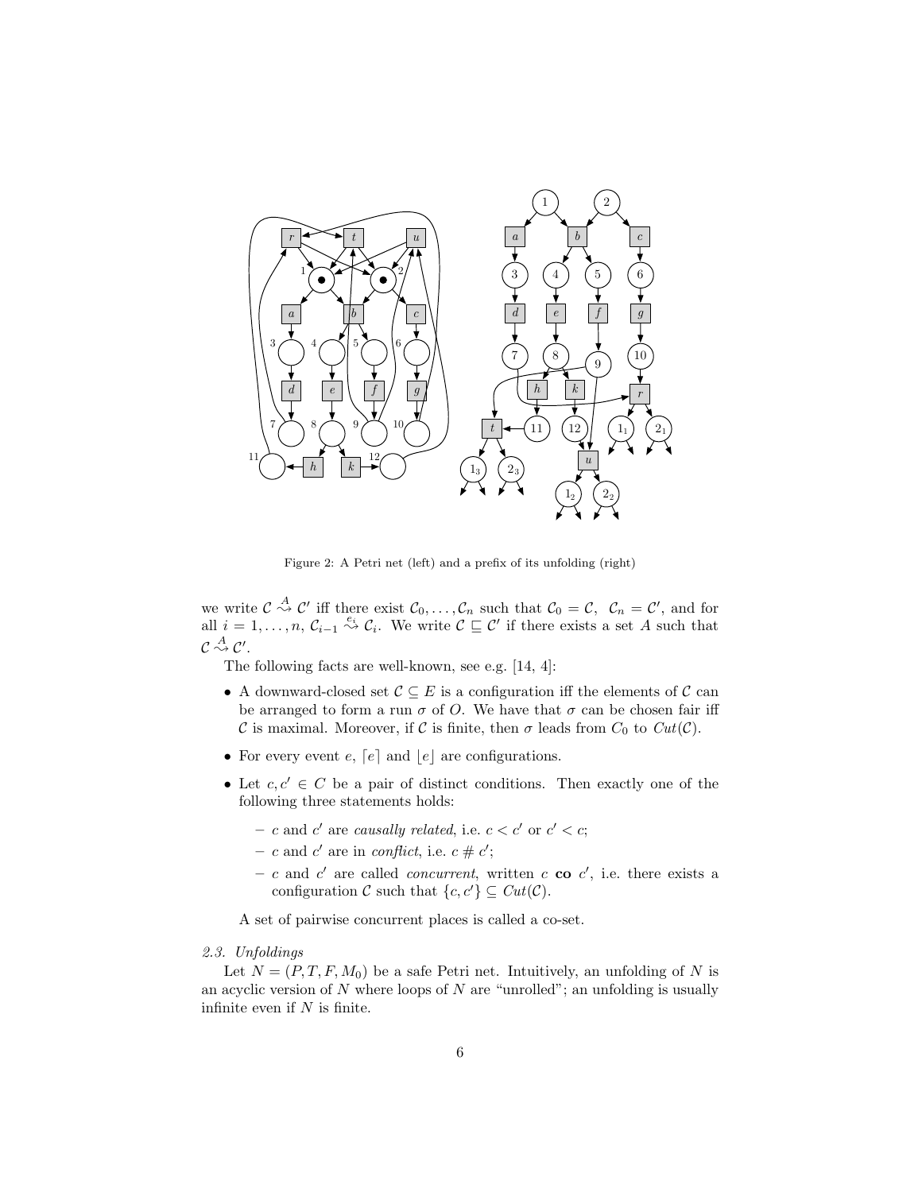Figure 2: A Petri net (left) and a prefix of its unfolding (right)

we write $\mathcal{C} \overset{A}{\rightsquigarrow} \mathcal{C}'$ iff there exist $\mathcal{C}_0, \dots, \mathcal{C}_n$ such that $\mathcal{C}_0 = \mathcal{C}$, $\mathcal{C}_n = \mathcal{C}'$, and for all $i = 1, \dots, n$, $\mathcal{C}_{i-1} \overset{e_i}{\rightsquigarrow} \mathcal{C}_i$. We write $\mathcal{C} \sqsubseteq \mathcal{C}'$ if there exists a set $A$ such that $\mathcal{C} \overset{A}{\rightsquigarrow} \mathcal{C}'$.

The following facts are well-known, see e.g. [14, 4]:

- A downward-closed set $\mathcal{C} \subseteq E$ is a configuration iff the elements of $\mathcal{C}$ can be arranged to form a run $\sigma$ of $O$. We have that $\sigma$ can be chosen fair iff $\mathcal{C}$ is maximal. Moreover, if $\mathcal{C}$ is finite, then $\sigma$ leads from $C_0$ to $Cut(\mathcal{C})$.
- For every event $e$, $\lceil e \rceil$ and $\lfloor e \rfloor$ are configurations.
- Let $c, c' \in C$ be a pair of distinct conditions. Then exactly one of the following three statements holds:
  - $c$ and $c'$ are *causally related*, i.e. $c < c'$ or $c' < c$;
  - $c$ and $c'$ are in *conflict*, i.e. $c \# c'$;
  - $c$ and $c'$ are called *concurrent*, written $c$ **co** $c'$, i.e. there exists a configuration $\mathcal{C}$ such that $\{c, c'\} \subseteq Cut(\mathcal{C})$.

  A set of pairwise concurrent places is called a co-set.

### 2.3. Unfoldings

Let $N = (P, T, F, M_0)$ be a safe Petri net. Intuitively, an unfolding of $N$ is an acyclic version of $N$ where loops of $N$ are "unrolled"; an unfolding is usually infinite even if $N$ is finite.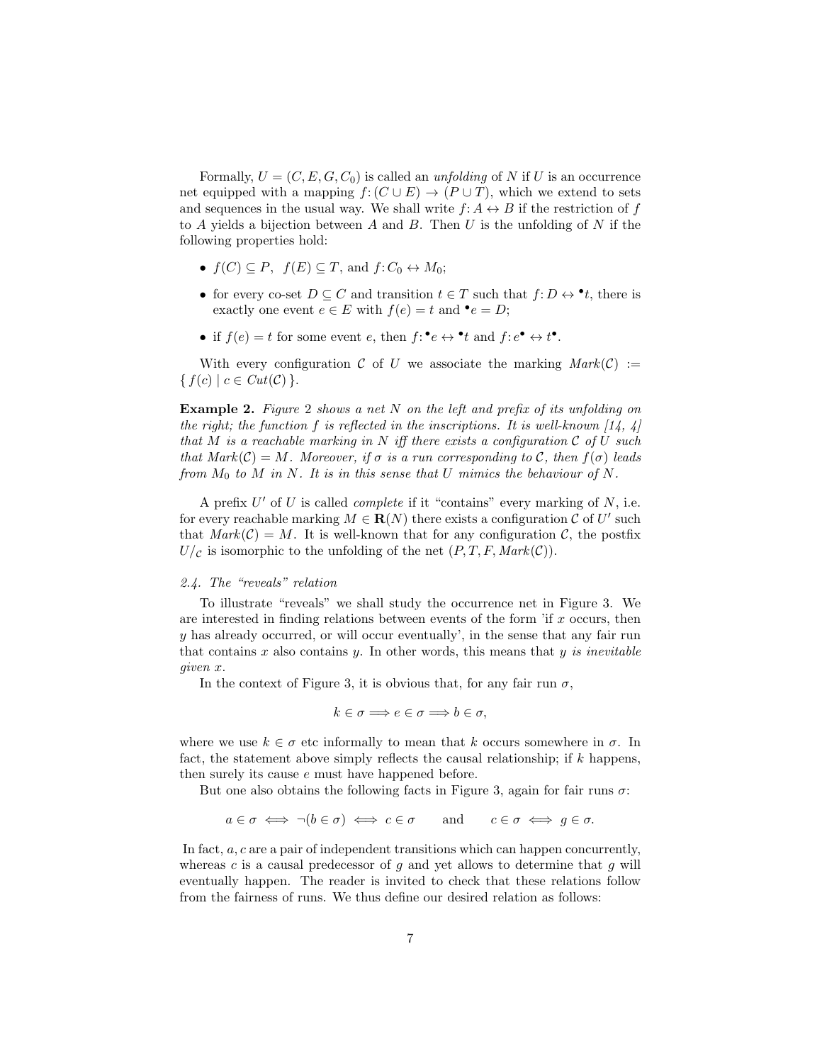Formally, $U = (C, E, G, C_0)$ is called an *unfolding* of $N$ if $U$ is an occurrence net equipped with a mapping $f: (C \cup E) \to (P \cup T)$, which we extend to sets and sequences in the usual way. We shall write $f: A \leftrightarrow B$ if the restriction of $f$ to $A$ yields a bijection between $A$ and $B$. Then $U$ is the unfolding of $N$ if the following properties hold:

- $f(C) \subseteq P$, $f(E) \subseteq T$, and $f: C_0 \leftrightarrow M_0$;
- for every co-set $D \subseteq C$ and transition $t \in T$ such that $f: D \leftrightarrow {}^\bullet t$, there is exactly one event $e \in E$ with $f(e) = t$ and ${}^\bullet e = D$;
- if $f(e) = t$ for some event $e$, then $f: {}^\bullet e \leftrightarrow {}^\bullet t$ and $f: e^\bullet \leftrightarrow t^\bullet$.

With every configuration $\mathcal{C}$ of $U$ we associate the marking $Mark(\mathcal{C}) := \{ f(c) \mid c \in Cut(\mathcal{C}) \}$.

**Example 2.** *Figure 2 shows a net $N$ on the left and prefix of its unfolding on the right; the function $f$ is reflected in the inscriptions. It is well-known [14, 4] that $M$ is a reachable marking in $N$ iff there exists a configuration $\mathcal{C}$ of $U$ such that $Mark(\mathcal{C}) = M$. Moreover, if $\sigma$ is a run corresponding to $\mathcal{C}$, then $f(\sigma)$ leads from $M_0$ to $M$ in $N$. It is in this sense that $U$ mimics the behaviour of $N$.*

A prefix $U'$ of $U$ is called *complete* if it "contains" every marking of $N$, i.e. for every reachable marking $M \in \mathbf{R}(N)$ there exists a configuration $\mathcal{C}$ of $U'$ such that $Mark(\mathcal{C}) = M$. It is well-known that for any configuration $\mathcal{C}$, the postfix $U/_{\mathcal{C}}$ is isomorphic to the unfolding of the net $(P, T, F, Mark(\mathcal{C}))$.

### 2.4. The "reveals" relation

To illustrate "reveals" we shall study the occurrence net in Figure 3. We are interested in finding relations between events of the form 'if $x$ occurs, then $y$ has already occurred, or will occur eventually', in the sense that any fair run that contains $x$ also contains $y$. In other words, this means that *$y$ is inevitable given $x$.*

In the context of Figure 3, it is obvious that, for any fair run $\sigma$,

$$k \in \sigma \Longrightarrow e \in \sigma \Longrightarrow b \in \sigma,$$

where we use $k \in \sigma$ etc informally to mean that $k$ occurs somewhere in $\sigma$. In fact, the statement above simply reflects the causal relationship; if $k$ happens, then surely its cause $e$ must have happened before.

But one also obtains the following facts in Figure 3, again for fair runs $\sigma$:

$$a \in \sigma \iff \neg(b \in \sigma) \iff c \in \sigma \qquad \text{and} \qquad c \in \sigma \iff g \in \sigma.$$

In fact, $a, c$ are a pair of independent transitions which can happen concurrently, whereas $c$ is a causal predecessor of $g$ and yet allows to determine that $g$ will eventually happen. The reader is invited to check that these relations follow from the fairness of runs. We thus define our desired relation as follows: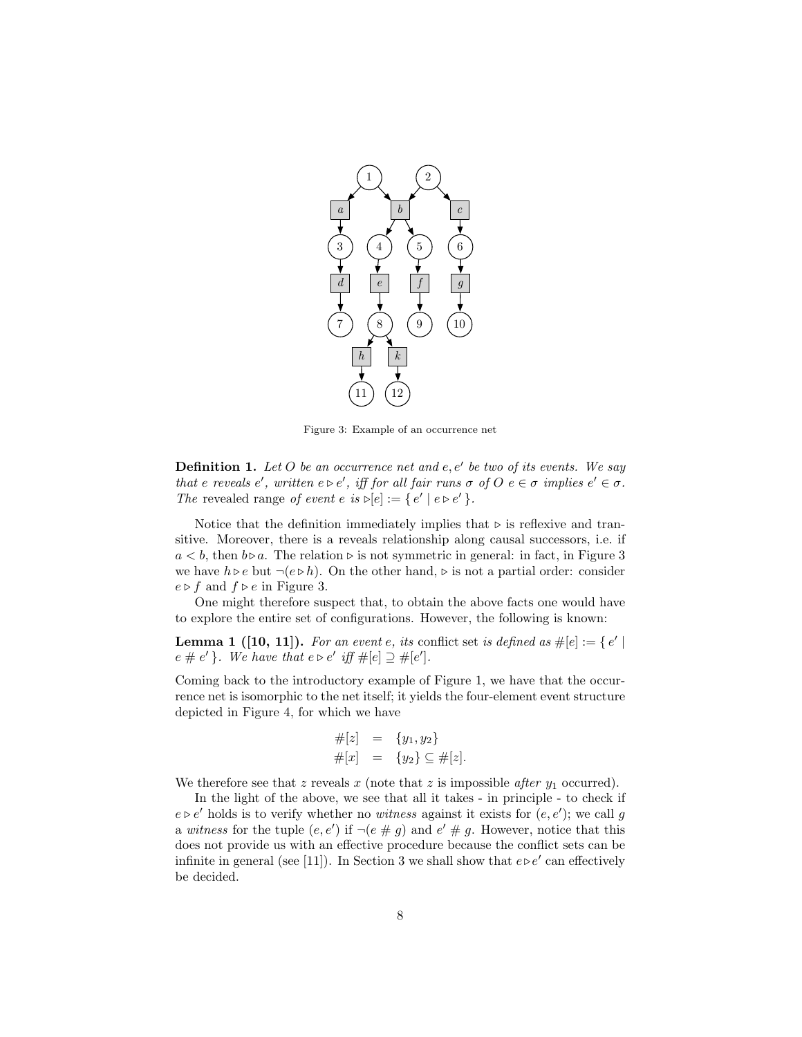Figure 3: Example of an occurrence net

**Definition 1.** *Let $O$ be an occurrence net and $e, e'$ be two of its events. We say that $e$ reveals $e'$, written $e \triangleright e'$, iff for all fair runs $\sigma$ of $O$ $e \in \sigma$ implies $e' \in \sigma$. The* revealed range *of event $e$ is $\triangleright[e] := \{\, e' \mid e \triangleright e' \,\}$.*

Notice that the definition immediately implies that $\triangleright$ is reflexive and transitive. Moreover, there is a reveals relationship along causal successors, i.e. if $a < b$, then $b \triangleright a$. The relation $\triangleright$ is not symmetric in general: in fact, in Figure 3 we have $h \triangleright e$ but $\neg(e \triangleright h)$. On the other hand, $\triangleright$ is not a partial order: consider $e \triangleright f$ and $f \triangleright e$ in Figure 3.

One might therefore suspect that, to obtain the above facts one would have to explore the entire set of configurations. However, the following is known:

**Lemma 1 ([10, 11]).** *For an event $e$, its* conflict set *is defined as $\#[e] := \{\, e' \mid e \# e' \,\}$. We have that $e \triangleright e'$ iff $\#[e] \supseteq \#[e']$.*

Coming back to the introductory example of Figure 1, we have that the occurrence net is isomorphic to the net itself; it yields the four-element event structure depicted in Figure 4, for which we have

$$
\begin{aligned}
\#[z] &= \{y_1, y_2\} \\
\#[x] &= \{y_2\} \subseteq \#[z].
\end{aligned}
$$

We therefore see that $z$ reveals $x$ (note that $z$ is impossible *after* $y_1$ occurred).

In the light of the above, we see that all it takes - in principle - to check if $e \triangleright e'$ holds is to verify whether no *witness* against it exists for $(e, e')$; we call $g$ a *witness* for the tuple $(e, e')$ if $\neg(e \# g)$ and $e' \# g$. However, notice that this does not provide us with an effective procedure because the conflict sets can be infinite in general (see [11]). In Section 3 we shall show that $e \triangleright e'$ can effectively be decided.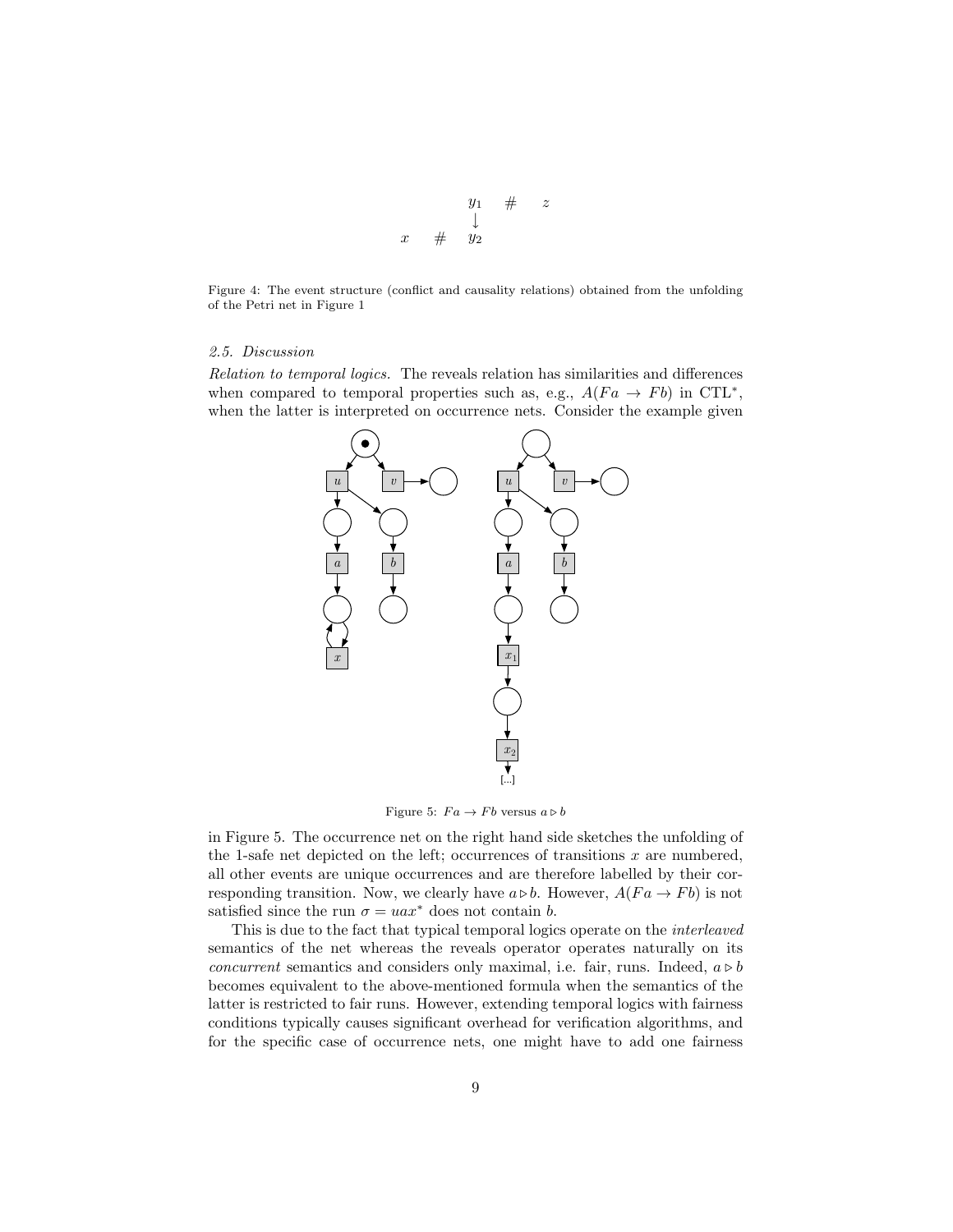$$
\begin{array}{ccc}
 & y_1 & \# \quad z \\
 & \downarrow & \\
x \quad \# & y_2 &
\end{array}
$$

Figure 4: The event structure (conflict and causality relations) obtained from the unfolding of the Petri net in Figure 1

### 2.5. Discussion

*Relation to temporal logics.* The reveals relation has similarities and differences when compared to temporal properties such as, e.g., $A(Fa \rightarrow Fb)$ in CTL$^*$, when the latter is interpreted on occurrence nets. Consider the example given in Figure 5. The occurrence net on the right hand side sketches the unfolding of the 1-safe net depicted on the left; occurrences of transitions $x$ are numbered, all other events are unique occurrences and are therefore labelled by their corresponding transition. Now, we clearly have $a \triangleright b$. However, $A(Fa \rightarrow Fb)$ is not satisfied since the run $\sigma = uax^*$ does not contain $b$.

Figure 5: $Fa \rightarrow Fb$ versus $a \triangleright b$

This is due to the fact that typical temporal logics operate on the *interleaved* semantics of the net whereas the reveals operator operates naturally on its *concurrent* semantics and considers only maximal, i.e. fair, runs. Indeed, $a \triangleright b$ becomes equivalent to the above-mentioned formula when the semantics of the latter is restricted to fair runs. However, extending temporal logics with fairness conditions typically causes significant overhead for verification algorithms, and for the specific case of occurrence nets, one might have to add one fairness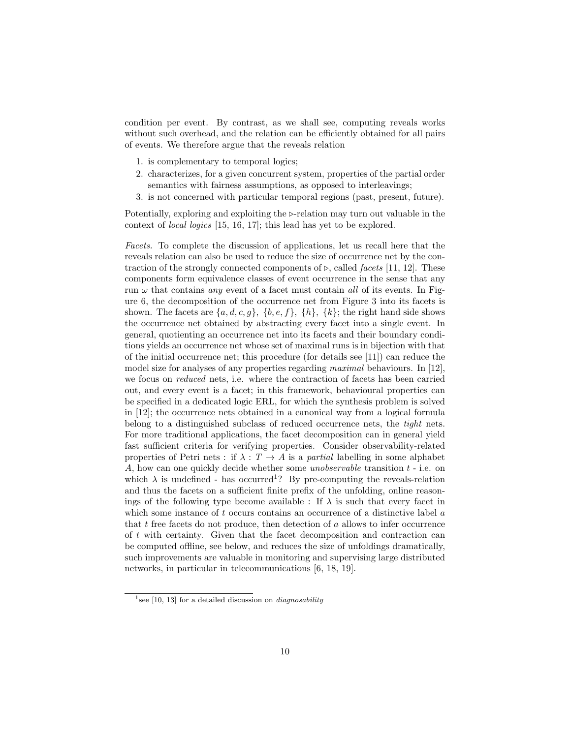condition per event. By contrast, as we shall see, computing reveals works without such overhead, and the relation can be efficiently obtained for all pairs of events. We therefore argue that the reveals relation

1. is complementary to temporal logics;
2. characterizes, for a given concurrent system, properties of the partial order semantics with fairness assumptions, as opposed to interleavings;
3. is not concerned with particular temporal regions (past, present, future).

Potentially, exploring and exploiting the $\triangleright$-relation may turn out valuable in the context of *local logics* [15, 16, 17]; this lead has yet to be explored.

*Facets.* To complete the discussion of applications, let us recall here that the reveals relation can also be used to reduce the size of occurrence net by the contraction of the strongly connected components of $\triangleright$, called *facets* [11, 12]. These components form equivalence classes of event occurrence in the sense that any run $\omega$ that contains *any* event of a facet must contain *all* of its events. In Figure 6, the decomposition of the occurrence net from Figure 3 into its facets is shown. The facets are $\{a, d, c, g\}$, $\{b, e, f\}$, $\{h\}$, $\{k\}$; the right hand side shows the occurrence net obtained by abstracting every facet into a single event. In general, quotienting an occurrence net into its facets and their boundary conditions yields an occurrence net whose set of maximal runs is in bijection with that of the initial occurrence net; this procedure (for details see [11]) can reduce the model size for analyses of any properties regarding *maximal* behaviours. In [12], we focus on *reduced* nets, i.e. where the contraction of facets has been carried out, and every event is a facet; in this framework, behavioural properties can be specified in a dedicated logic ERL, for which the synthesis problem is solved in [12]; the occurrence nets obtained in a canonical way from a logical formula belong to a distinguished subclass of reduced occurrence nets, the *tight* nets. For more traditional applications, the facet decomposition can in general yield fast sufficient criteria for verifying properties. Consider observability-related properties of Petri nets : if $\lambda : T \to A$ is a *partial* labelling in some alphabet $A$, how can one quickly decide whether some *unobservable* transition $t$ - i.e. on which $\lambda$ is undefined - has occurred[1]? By pre-computing the reveals-relation and thus the facets on a sufficient finite prefix of the unfolding, online reasonings of the following type become available : If $\lambda$ is such that every facet in which some instance of $t$ occurs contains an occurrence of a distinctive label $a$ that $t$ free facets do not produce, then detection of $a$ allows to infer occurrence of $t$ with certainty. Given that the facet decomposition and contraction can be computed offline, see below, and reduces the size of unfoldings dramatically, such improvements are valuable in monitoring and supervising large distributed networks, in particular in telecommunications [6, 18, 19].

[1] see [10, 13] for a detailed discussion on *diagnosability*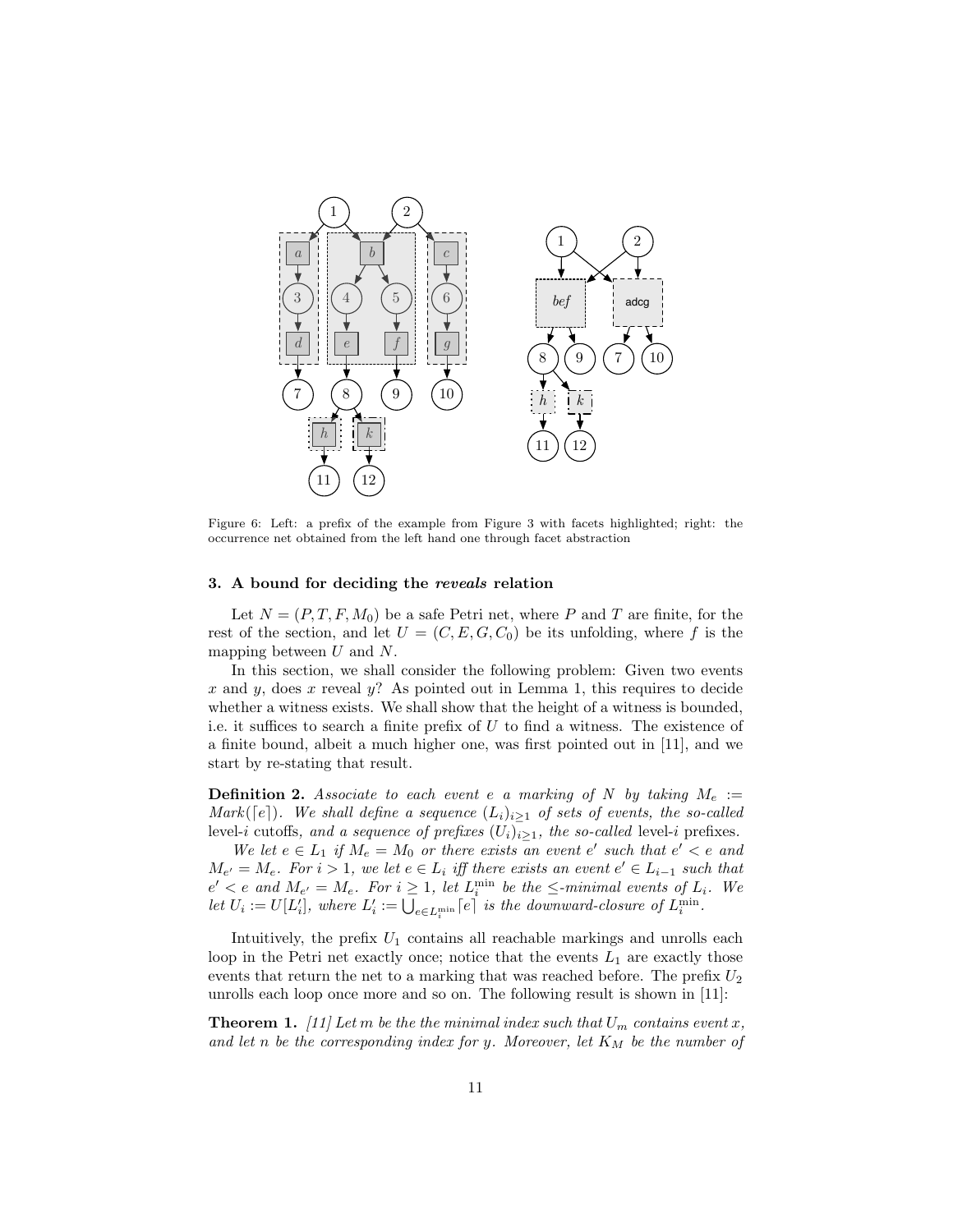Figure 6: Left: a prefix of the example from Figure 3 with facets highlighted; right: the occurrence net obtained from the left hand one through facet abstraction

## 3. A bound for deciding the *reveals* relation

Let $N = (P, T, F, M_0)$ be a safe Petri net, where $P$ and $T$ are finite, for the rest of the section, and let $U = (C, E, G, C_0)$ be its unfolding, where $f$ is the mapping between $U$ and $N$.

In this section, we shall consider the following problem: Given two events $x$ and $y$, does $x$ reveal $y$? As pointed out in Lemma 1, this requires to decide whether a witness exists. We shall show that the height of a witness is bounded, i.e. it suffices to search a finite prefix of $U$ to find a witness. The existence of a finite bound, albeit a much higher one, was first pointed out in [11], and we start by re-stating that result.

**Definition 2.** *Associate to each event $e$ a marking of $N$ by taking $M_e := Mark(\lceil e \rceil)$. We shall define a sequence $(L_i)_{i \geq 1}$ of sets of events, the so-called* level-$i$ cutoffs, *and a sequence of prefixes $(U_i)_{i \geq 1}$, the so-called* level-$i$ prefixes.

*We let $e \in L_1$ if $M_e = M_0$ or there exists an event $e'$ such that $e' < e$ and $M_{e'} = M_e$. For $i > 1$, we let $e \in L_i$ iff there exists an event $e' \in L_{i-1}$ such that $e' < e$ and $M_{e'} = M_e$. For $i \geq 1$, let $L_i^{\min}$ be the $\leq$-minimal events of $L_i$. We let $U_i := U[L_i']$, where $L_i' := \bigcup_{e \in L_i^{\min}} \lceil e \rceil$ is the downward-closure of $L_i^{\min}$.*

Intuitively, the prefix $U_1$ contains all reachable markings and unrolls each loop in the Petri net exactly once; notice that the events $L_1$ are exactly those events that return the net to a marking that was reached before. The prefix $U_2$ unrolls each loop once more and so on. The following result is shown in [11]:

**Theorem 1.** *[11] Let $m$ be the the minimal index such that $U_m$ contains event $x$, and let $n$ be the corresponding index for $y$. Moreover, let $K_M$ be the number of*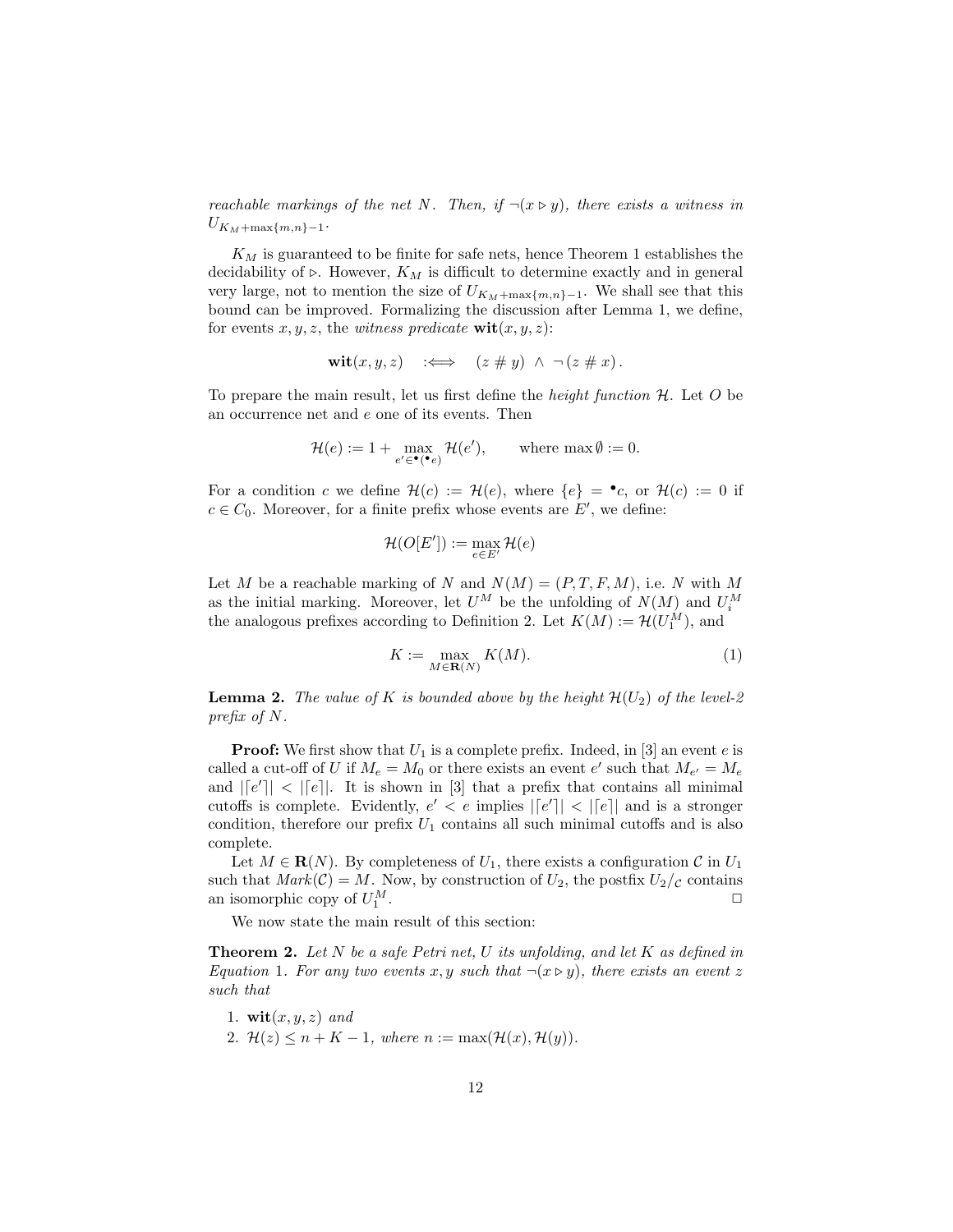*reachable markings of the net $N$. Then, if $\neg(x \triangleright y)$, there exists a witness in $U_{K_M+\max\{m,n\}-1}$.*

$K_M$ is guaranteed to be finite for safe nets, hence Theorem 1 establishes the decidability of $\triangleright$. However, $K_M$ is difficult to determine exactly and in general very large, not to mention the size of $U_{K_M+\max\{m,n\}-1}$. We shall see that this bound can be improved. Formalizing the discussion after Lemma 1, we define, for events $x, y, z$, the *witness predicate* $\mathbf{wit}(x, y, z)$:

$$\mathbf{wit}(x, y, z) \quad :\Longleftrightarrow \quad (z \# y) \ \wedge \ \neg (z \# x)\,.$$

To prepare the main result, let us first define the *height function* $\mathcal{H}$. Let $O$ be an occurrence net and $e$ one of its events. Then

$$\mathcal{H}(e) := 1 + \max_{e' \in {}^\bullet({}^\bullet e)} \mathcal{H}(e'), \qquad \text{where } \max \emptyset := 0.$$

For a condition $c$ we define $\mathcal{H}(c) := \mathcal{H}(e)$, where $\{e\} = {}^\bullet c$, or $\mathcal{H}(c) := 0$ if $c \in C_0$. Moreover, for a finite prefix whose events are $E'$, we define:

$$\mathcal{H}(O[E']) := \max_{e \in E'} \mathcal{H}(e)$$

Let $M$ be a reachable marking of $N$ and $N(M) = (P, T, F, M)$, i.e. $N$ with $M$ as the initial marking. Moreover, let $U^M$ be the unfolding of $N(M)$ and $U_i^M$ the analogous prefixes according to Definition 2. Let $K(M) := \mathcal{H}(U_1^M)$, and

$$K := \max_{M \in \mathbf{R}(N)} K(M). \tag{1}$$

**Lemma 2.** *The value of $K$ is bounded above by the height $\mathcal{H}(U_2)$ of the level-2 prefix of $N$.*

**Proof:** We first show that $U_1$ is a complete prefix. Indeed, in [3] an event $e$ is called a cut-off of $U$ if $M_e = M_0$ or there exists an event $e'$ such that $M_{e'} = M_e$ and $|\lceil e' \rceil| < |\lceil e \rceil|$. It is shown in [3] that a prefix that contains all minimal cutoffs is complete. Evidently, $e' < e$ implies $|\lceil e' \rceil| < |\lceil e \rceil|$ and is a stronger condition, therefore our prefix $U_1$ contains all such minimal cutoffs and is also complete.

Let $M \in \mathbf{R}(N)$. By completeness of $U_1$, there exists a configuration $\mathcal{C}$ in $U_1$ such that $Mark(\mathcal{C}) = M$. Now, by construction of $U_2$, the postfix $U_2/_\mathcal{C}$ contains an isomorphic copy of $U_1^M$. $\Box$

We now state the main result of this section:

**Theorem 2.** *Let $N$ be a safe Petri net, $U$ its unfolding, and let $K$ as defined in Equation 1. For any two events $x, y$ such that $\neg(x \triangleright y)$, there exists an event $z$ such that*

1. $\mathbf{wit}(x, y, z)$ *and*
2. $\mathcal{H}(z) \leq n + K - 1$*, where* $n := \max(\mathcal{H}(x), \mathcal{H}(y))$.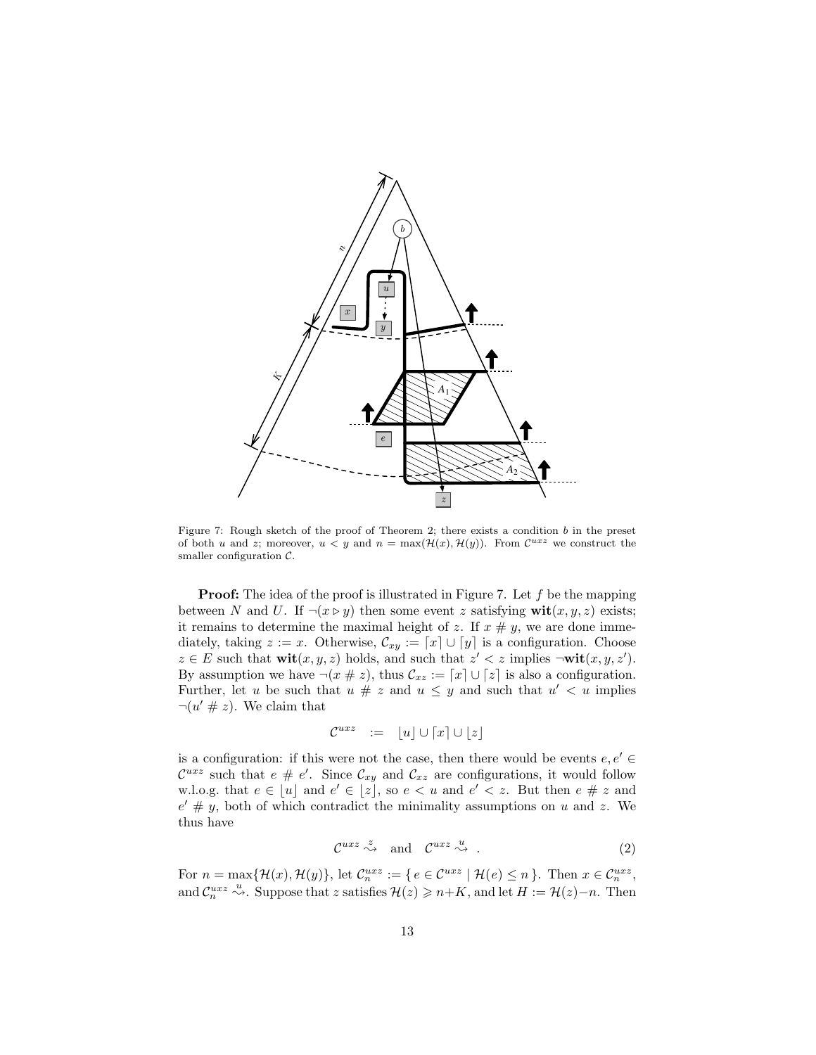Figure 7: Rough sketch of the proof of Theorem 2; there exists a condition $b$ in the preset of both $u$ and $z$; moreover, $u < y$ and $n = \max(\mathcal{H}(x), \mathcal{H}(y))$. From $\mathcal{C}^{uxz}$ we construct the smaller configuration $\mathcal{C}$.

**Proof:** The idea of the proof is illustrated in Figure 7. Let $f$ be the mapping between $N$ and $U$. If $\neg(x \triangleright y)$ then some event $z$ satisfying $\mathbf{wit}(x, y, z)$ exists; it remains to determine the maximal height of $z$. If $x \# y$, we are done immediately, taking $z := x$. Otherwise, $\mathcal{C}_{xy} := \lceil x \rceil \cup \lceil y \rceil$ is a configuration. Choose $z \in E$ such that $\mathbf{wit}(x, y, z)$ holds, and such that $z' < z$ implies $\neg\mathbf{wit}(x, y, z')$. By assumption we have $\neg(x \# z)$, thus $\mathcal{C}_{xz} := \lceil x \rceil \cup \lceil z \rceil$ is also a configuration. Further, let $u$ be such that $u \# z$ and $u \leq y$ and such that $u' < u$ implies $\neg(u' \# z)$. We claim that

$$\mathcal{C}^{uxz} \quad := \quad \lfloor u \rfloor \cup \lceil x \rceil \cup \lfloor z \rfloor$$

is a configuration: if this were not the case, then there would be events $e, e' \in \mathcal{C}^{uxz}$ such that $e \# e'$. Since $\mathcal{C}_{xy}$ and $\mathcal{C}_{xz}$ are configurations, it would follow w.l.o.g. that $e \in \lfloor u \rfloor$ and $e' \in \lfloor z \rfloor$, so $e < u$ and $e' < z$. But then $e \# z$ and $e' \# y$, both of which contradict the minimality assumptions on $u$ and $z$. We thus have

$$\mathcal{C}^{uxz} \overset{z}{\rightsquigarrow} \quad \text{and} \quad \mathcal{C}^{uxz} \overset{u}{\rightsquigarrow} \ . \tag{2}$$

For $n = \max\{\mathcal{H}(x), \mathcal{H}(y)\}$, let $\mathcal{C}_n^{uxz} := \{\, e \in \mathcal{C}^{uxz} \mid \mathcal{H}(e) \leq n \,\}$. Then $x \in \mathcal{C}_n^{uxz}$, and $\mathcal{C}_n^{uxz} \overset{u}{\rightsquigarrow}$. Suppose that $z$ satisfies $\mathcal{H}(z) \geqslant n+K$, and let $H := \mathcal{H}(z)-n$. Then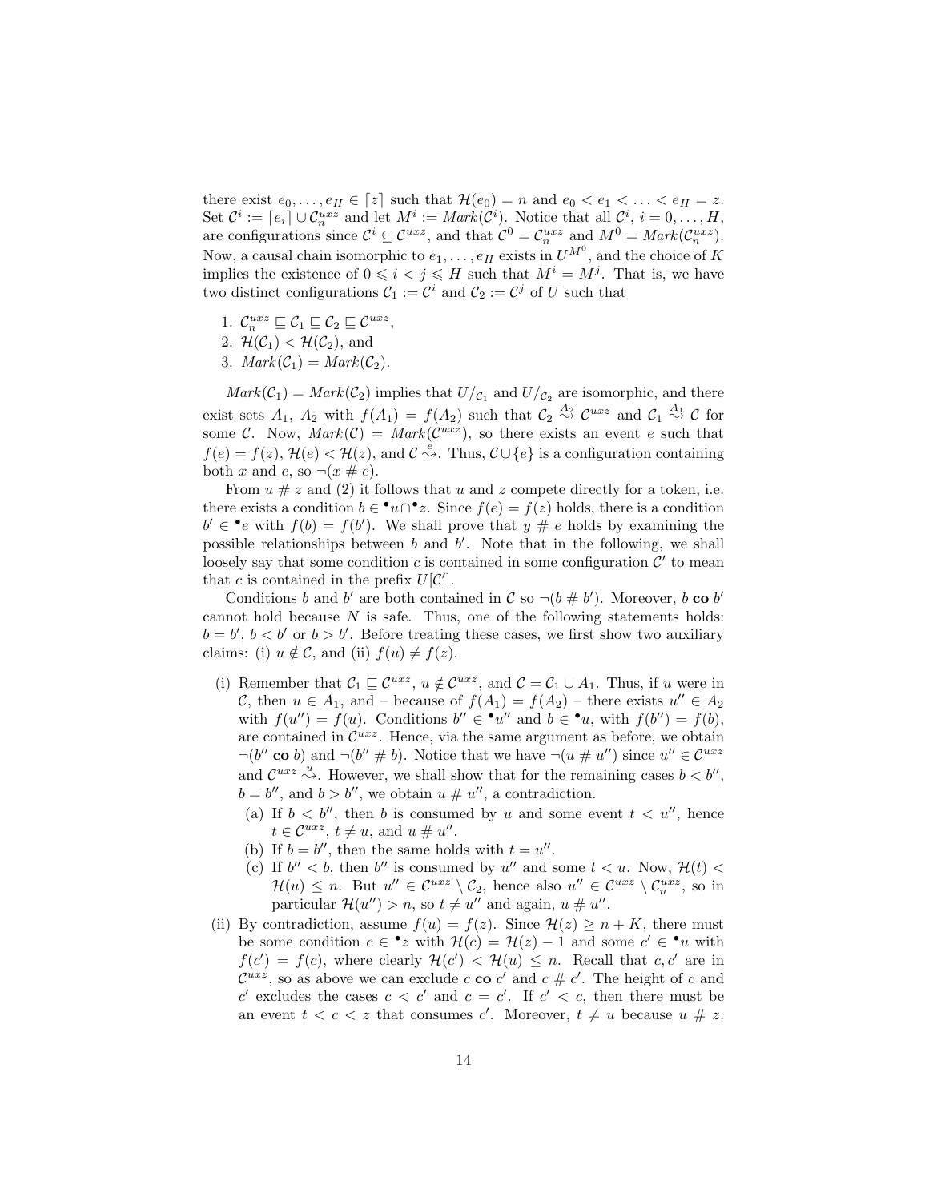there exist $e_0, \ldots, e_H \in \lceil z \rceil$ such that $\mathcal{H}(e_0) = n$ and $e_0 < e_1 < \ldots < e_H = z$. Set $\mathcal{C}^i := \lceil e_i \rceil \cup \mathcal{C}_n^{uxz}$ and let $M^i := \mathit{Mark}(\mathcal{C}^i)$. Notice that all $\mathcal{C}^i$, $i = 0, \ldots, H$, are configurations since $\mathcal{C}^i \subseteq \mathcal{C}^{uxz}$, and that $\mathcal{C}^0 = \mathcal{C}_n^{uxz}$ and $M^0 = \mathit{Mark}(\mathcal{C}_n^{uxz})$. Now, a causal chain isomorphic to $e_1, \ldots, e_H$ exists in $U^{M^0}$, and the choice of $K$ implies the existence of $0 \leqslant i < j \leqslant H$ such that $M^i = M^j$. That is, we have two distinct configurations $\mathcal{C}_1 := \mathcal{C}^i$ and $\mathcal{C}_2 := \mathcal{C}^j$ of $U$ such that

1. $\mathcal{C}_n^{uxz} \sqsubseteq \mathcal{C}_1 \sqsubseteq \mathcal{C}_2 \sqsubseteq \mathcal{C}^{uxz}$,
2. $\mathcal{H}(\mathcal{C}_1) < \mathcal{H}(\mathcal{C}_2)$, and
3. $\mathit{Mark}(\mathcal{C}_1) = \mathit{Mark}(\mathcal{C}_2)$.

$\mathit{Mark}(\mathcal{C}_1) = \mathit{Mark}(\mathcal{C}_2)$ implies that $U/_{\mathcal{C}_1}$ and $U/_{\mathcal{C}_2}$ are isomorphic, and there exist sets $A_1$, $A_2$ with $f(A_1) = f(A_2)$ such that $\mathcal{C}_2 \overset{A_2}{\rightsquigarrow} \mathcal{C}^{uxz}$ and $\mathcal{C}_1 \overset{A_1}{\rightsquigarrow} \mathcal{C}$ for some $\mathcal{C}$. Now, $\mathit{Mark}(\mathcal{C}) = \mathit{Mark}(\mathcal{C}^{uxz})$, so there exists an event $e$ such that $f(e) = f(z)$, $\mathcal{H}(e) < \mathcal{H}(z)$, and $\mathcal{C} \overset{e}{\rightsquigarrow}$. Thus, $\mathcal{C} \cup \{e\}$ is a configuration containing both $x$ and $e$, so $\neg(x \# e)$.

From $u \# z$ and (2) it follows that $u$ and $z$ compete directly for a token, i.e. there exists a condition $b \in {}^{\bullet}u \cap {}^{\bullet}z$. Since $f(e) = f(z)$ holds, there is a condition $b' \in {}^{\bullet}e$ with $f(b) = f(b')$. We shall prove that $y \# e$ holds by examining the possible relationships between $b$ and $b'$. Note that in the following, we shall loosely say that some condition $c$ is contained in some configuration $\mathcal{C}'$ to mean that $c$ is contained in the prefix $U[\mathcal{C}']$.

Conditions $b$ and $b'$ are both contained in $\mathcal{C}$ so $\neg(b \# b')$. Moreover, $b$ **co** $b'$ cannot hold because $N$ is safe. Thus, one of the following statements holds: $b = b'$, $b < b'$ or $b > b'$. Before treating these cases, we first show two auxiliary claims: (i) $u \notin \mathcal{C}$, and (ii) $f(u) \neq f(z)$.

(i) Remember that $\mathcal{C}_1 \sqsubseteq \mathcal{C}^{uxz}$, $u \notin \mathcal{C}^{uxz}$, and $\mathcal{C} = \mathcal{C}_1 \cup A_1$. Thus, if $u$ were in $\mathcal{C}$, then $u \in A_1$, and – because of $f(A_1) = f(A_2)$ – there exists $u'' \in A_2$ with $f(u'') = f(u)$. Conditions $b'' \in {}^{\bullet}u''$ and $b \in {}^{\bullet}u$, with $f(b'') = f(b)$, are contained in $\mathcal{C}^{uxz}$. Hence, via the same argument as before, we obtain $\neg(b'' \textbf{ co } b)$ and $\neg(b'' \# b)$. Notice that we have $\neg(u \# u'')$ since $u'' \in \mathcal{C}^{uxz}$ and $\mathcal{C}^{uxz} \overset{u}{\rightsquigarrow}$. However, we shall show that for the remaining cases $b < b''$, $b = b''$, and $b > b''$, we obtain $u \# u''$, a contradiction.

   (a) If $b < b''$, then $b$ is consumed by $u$ and some event $t < u''$, hence $t \in \mathcal{C}^{uxz}$, $t \neq u$, and $u \# u''$.

   (b) If $b = b''$, then the same holds with $t = u''$.

   (c) If $b'' < b$, then $b''$ is consumed by $u''$ and some $t < u$. Now, $\mathcal{H}(t) < \mathcal{H}(u) \leq n$. But $u'' \in \mathcal{C}^{uxz} \setminus \mathcal{C}_2$, hence also $u'' \in \mathcal{C}^{uxz} \setminus \mathcal{C}_n^{uxz}$, so in particular $\mathcal{H}(u'') > n$, so $t \neq u''$ and again, $u \# u''$.

(ii) By contradiction, assume $f(u) = f(z)$. Since $\mathcal{H}(z) \geq n + K$, there must be some condition $c \in {}^{\bullet}z$ with $\mathcal{H}(c) = \mathcal{H}(z) - 1$ and some $c' \in {}^{\bullet}u$ with $f(c') = f(c)$, where clearly $\mathcal{H}(c') < \mathcal{H}(u) \leq n$. Recall that $c, c'$ are in $\mathcal{C}^{uxz}$, so as above we can exclude $c$ **co** $c'$ and $c \# c'$. The height of $c$ and $c'$ excludes the cases $c < c'$ and $c = c'$. If $c' < c$, then there must be an event $t < c < z$ that consumes $c'$. Moreover, $t \neq u$ because $u \# z$.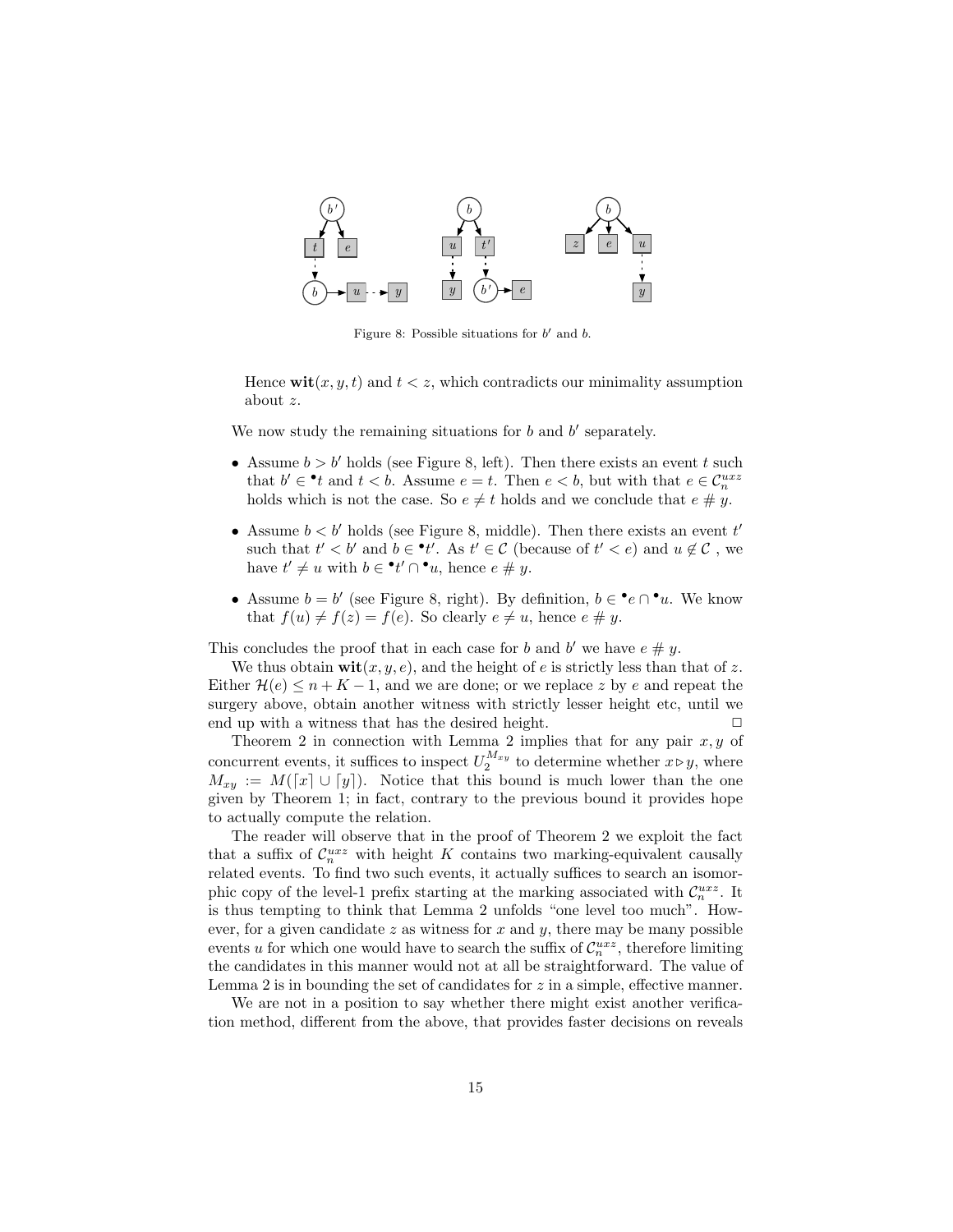Figure 8: Possible situations for $b'$ and $b$.

Hence $\mathbf{wit}(x, y, t)$ and $t < z$, which contradicts our minimality assumption about $z$.

We now study the remaining situations for $b$ and $b'$ separately.

- Assume $b > b'$ holds (see Figure 8, left). Then there exists an event $t$ such that $b' \in {}^\bullet t$ and $t < b$. Assume $e = t$. Then $e < b$, but with that $e \in \mathcal{C}_n^{uxz}$ holds which is not the case. So $e \neq t$ holds and we conclude that $e \;\#\; y$.
- Assume $b < b'$ holds (see Figure 8, middle). Then there exists an event $t'$ such that $t' < b'$ and $b \in {}^\bullet t'$. As $t' \in \mathcal{C}$ (because of $t' < e$) and $u \notin \mathcal{C}$ , we have $t' \neq u$ with $b \in {}^\bullet t' \cap {}^\bullet u$, hence $e \;\#\; y$.
- Assume $b = b'$ (see Figure 8, right). By definition, $b \in {}^\bullet e \cap {}^\bullet u$. We know that $f(u) \neq f(z) = f(e)$. So clearly $e \neq u$, hence $e \;\#\; y$.

This concludes the proof that in each case for $b$ and $b'$ we have $e \;\#\; y$.

We thus obtain $\mathbf{wit}(x, y, e)$, and the height of $e$ is strictly less than that of $z$. Either $\mathcal{H}(e) \leq n + K - 1$, and we are done; or we replace $z$ by $e$ and repeat the surgery above, obtain another witness with strictly lesser height etc, until we end up with a witness that has the desired height. $\square$

Theorem 2 in connection with Lemma 2 implies that for any pair $x, y$ of concurrent events, it suffices to inspect $U_2^{M_{xy}}$ to determine whether $x \triangleright y$, where $M_{xy} := M(\lceil x \rceil \cup \lceil y \rceil)$. Notice that this bound is much lower than the one given by Theorem 1; in fact, contrary to the previous bound it provides hope to actually compute the relation.

The reader will observe that in the proof of Theorem 2 we exploit the fact that a suffix of $\mathcal{C}_n^{uxz}$ with height $K$ contains two marking-equivalent causally related events. To find two such events, it actually suffices to search an isomorphic copy of the level-1 prefix starting at the marking associated with $\mathcal{C}_n^{uxz}$. It is thus tempting to think that Lemma 2 unfolds "one level too much". However, for a given candidate $z$ as witness for $x$ and $y$, there may be many possible events $u$ for which one would have to search the suffix of $\mathcal{C}_n^{uxz}$, therefore limiting the candidates in this manner would not at all be straightforward. The value of Lemma 2 is in bounding the set of candidates for $z$ in a simple, effective manner.

We are not in a position to say whether there might exist another verification method, different from the above, that provides faster decisions on reveals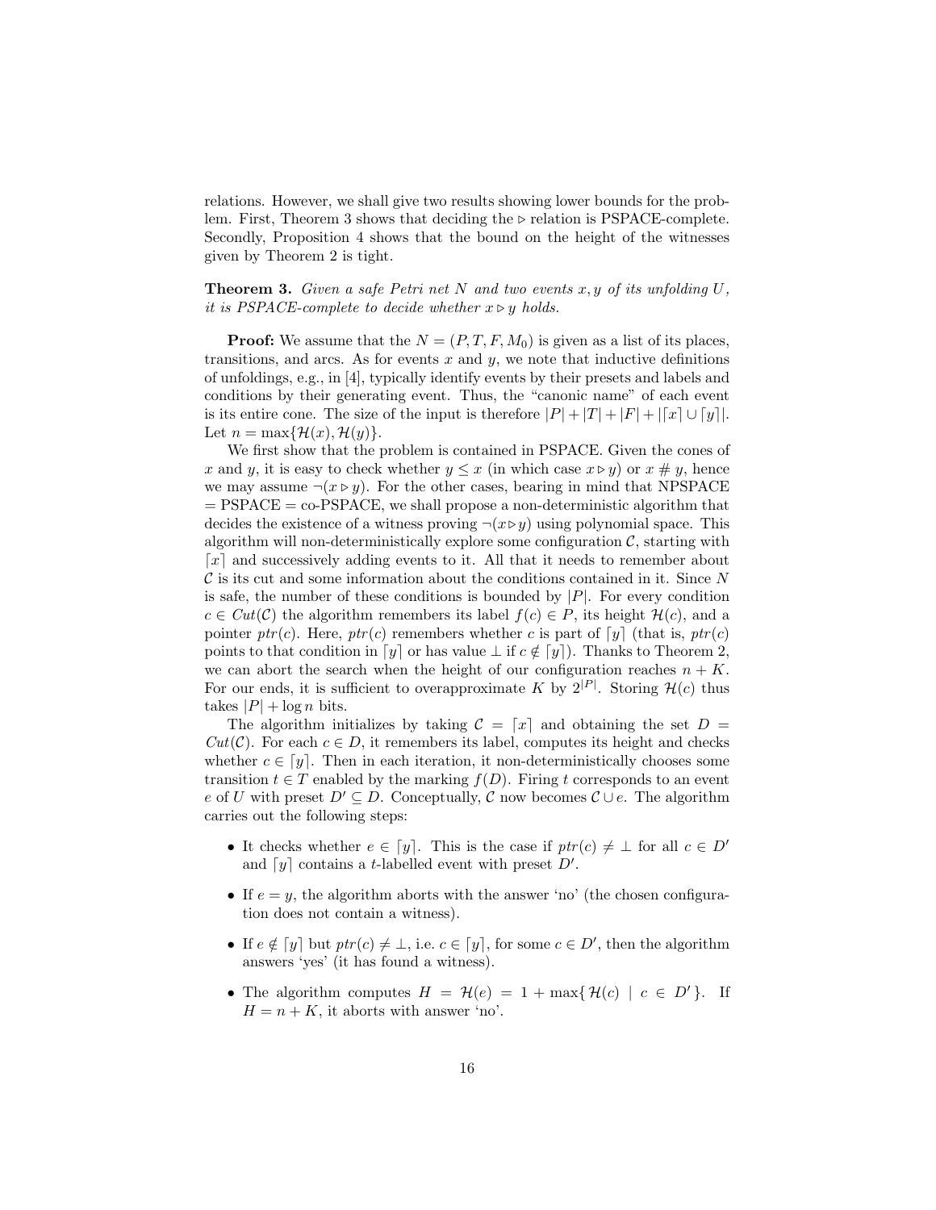relations. However, we shall give two results showing lower bounds for the problem. First, Theorem 3 shows that deciding the $\triangleright$ relation is PSPACE-complete. Secondly, Proposition 4 shows that the bound on the height of the witnesses given by Theorem 2 is tight.

**Theorem 3.** *Given a safe Petri net $N$ and two events $x, y$ of its unfolding $U$, it is PSPACE-complete to decide whether $x \triangleright y$ holds.*

**Proof:** We assume that the $N = (P, T, F, M_0)$ is given as a list of its places, transitions, and arcs. As for events $x$ and $y$, we note that inductive definitions of unfoldings, e.g., in [4], typically identify events by their presets and labels and conditions by their generating event. Thus, the "canonic name" of each event is its entire cone. The size of the input is therefore $|P| + |T| + |F| + |\lceil x \rceil \cup \lceil y \rceil|$. Let $n = \max\{\mathcal{H}(x), \mathcal{H}(y)\}$.

We first show that the problem is contained in PSPACE. Given the cones of $x$ and $y$, it is easy to check whether $y \leq x$ (in which case $x \triangleright y$) or $x \# y$, hence we may assume $\neg(x \triangleright y)$. For the other cases, bearing in mind that NPSPACE = PSPACE = co-PSPACE, we shall propose a non-deterministic algorithm that decides the existence of a witness proving $\neg(x \triangleright y)$ using polynomial space. This algorithm will non-deterministically explore some configuration $\mathcal{C}$, starting with $\lceil x \rceil$ and successively adding events to it. All that it needs to remember about $\mathcal{C}$ is its cut and some information about the conditions contained in it. Since $N$ is safe, the number of these conditions is bounded by $|P|$. For every condition $c \in Cut(\mathcal{C})$ the algorithm remembers its label $f(c) \in P$, its height $\mathcal{H}(c)$, and a pointer $ptr(c)$. Here, $ptr(c)$ remembers whether $c$ is part of $\lceil y \rceil$ (that is, $ptr(c)$ points to that condition in $\lceil y \rceil$ or has value $\perp$ if $c \notin \lceil y \rceil$). Thanks to Theorem 2, we can abort the search when the height of our configuration reaches $n + K$. For our ends, it is sufficient to overapproximate $K$ by $2^{|P|}$. Storing $\mathcal{H}(c)$ thus takes $|P| + \log n$ bits.

The algorithm initializes by taking $\mathcal{C} = \lceil x \rceil$ and obtaining the set $D = Cut(\mathcal{C})$. For each $c \in D$, it remembers its label, computes its height and checks whether $c \in \lceil y \rceil$. Then in each iteration, it non-deterministically chooses some transition $t \in T$ enabled by the marking $f(D)$. Firing $t$ corresponds to an event $e$ of $U$ with preset $D' \subseteq D$. Conceptually, $\mathcal{C}$ now becomes $\mathcal{C} \cup e$. The algorithm carries out the following steps:

- It checks whether $e \in \lceil y \rceil$. This is the case if $ptr(c) \neq \perp$ for all $c \in D'$ and $\lceil y \rceil$ contains a $t$-labelled event with preset $D'$.
- If $e = y$, the algorithm aborts with the answer 'no' (the chosen configuration does not contain a witness).
- If $e \notin \lceil y \rceil$ but $ptr(c) \neq \perp$, i.e. $c \in \lceil y \rceil$, for some $c \in D'$, then the algorithm answers 'yes' (it has found a witness).
- The algorithm computes $H = \mathcal{H}(e) = 1 + \max\{\, \mathcal{H}(c) \mid c \in D' \,\}$. If $H = n + K$, it aborts with answer 'no'.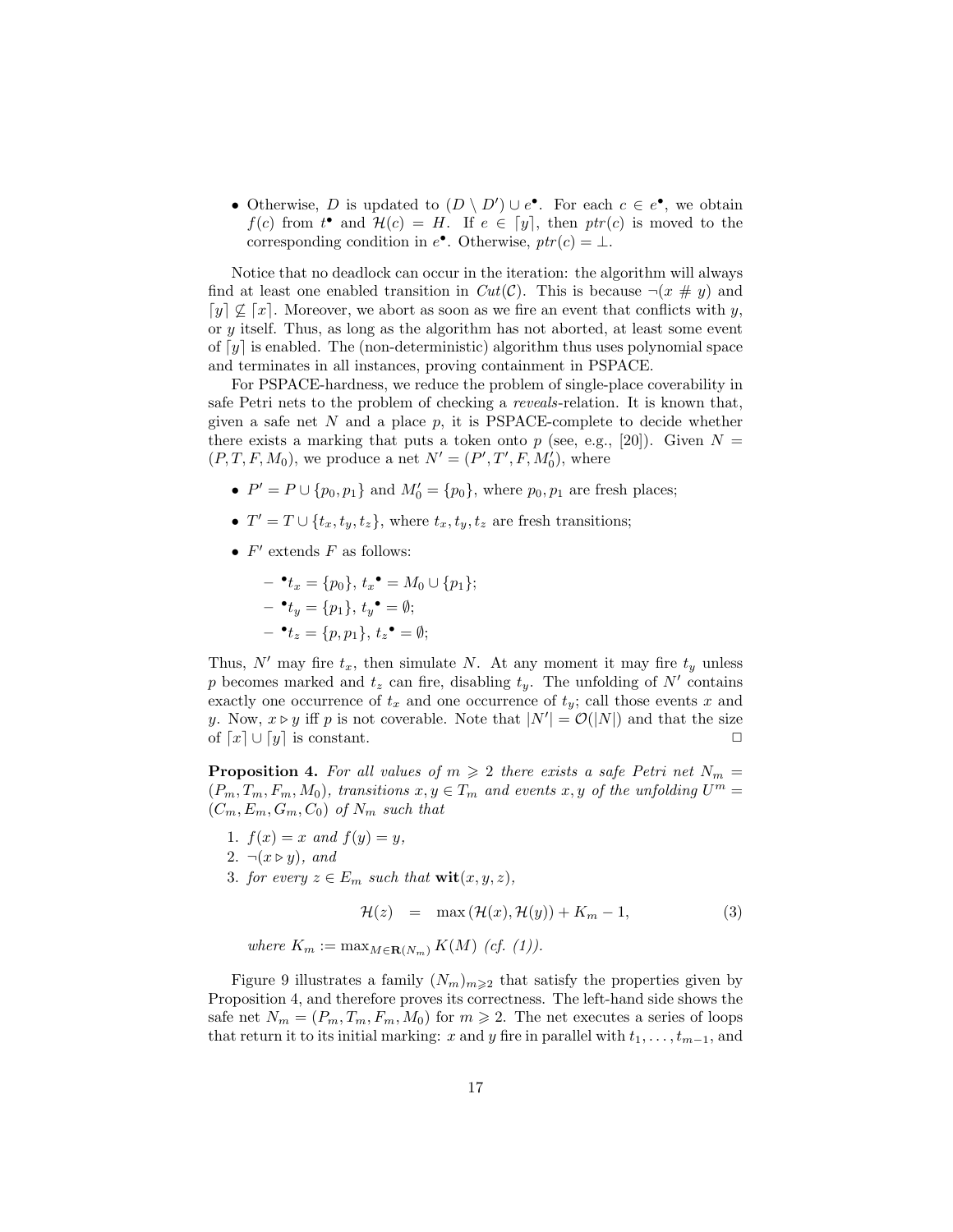- Otherwise, $D$ is updated to $(D \setminus D') \cup e^\bullet$. For each $c \in e^\bullet$, we obtain $f(c)$ from $t^\bullet$ and $\mathcal{H}(c) = H$. If $e \in \lceil y \rceil$, then $ptr(c)$ is moved to the corresponding condition in $e^\bullet$. Otherwise, $ptr(c) = \perp$.

Notice that no deadlock can occur in the iteration: the algorithm will always find at least one enabled transition in $Cut(\mathcal{C})$. This is because $\neg(x \# y)$ and $\lceil y \rceil \not\subseteq \lceil x \rceil$. Moreover, we abort as soon as we fire an event that conflicts with $y$, or $y$ itself. Thus, as long as the algorithm has not aborted, at least some event of $\lceil y \rceil$ is enabled. The (non-deterministic) algorithm thus uses polynomial space and terminates in all instances, proving containment in PSPACE.

For PSPACE-hardness, we reduce the problem of single-place coverability in safe Petri nets to the problem of checking a *reveals*-relation. It is known that, given a safe net $N$ and a place $p$, it is PSPACE-complete to decide whether there exists a marking that puts a token onto $p$ (see, e.g., [20]). Given $N = (P, T, F, M_0)$, we produce a net $N' = (P', T', F, M_0')$, where

- $P' = P \cup \{p_0, p_1\}$ and $M_0' = \{p_0\}$, where $p_0, p_1$ are fresh places;
- $T' = T \cup \{t_x, t_y, t_z\}$, where $t_x, t_y, t_z$ are fresh transitions;
- $F'$ extends $F$ as follows:
  - ${}^\bullet t_x = \{p_0\}$, $t_x{}^\bullet = M_0 \cup \{p_1\}$;
  - ${}^\bullet t_y = \{p_1\}$, $t_y{}^\bullet = \emptyset$;
  - ${}^\bullet t_z = \{p, p_1\}$, $t_z{}^\bullet = \emptyset$;

Thus, $N'$ may fire $t_x$, then simulate $N$. At any moment it may fire $t_y$ unless $p$ becomes marked and $t_z$ can fire, disabling $t_y$. The unfolding of $N'$ contains exactly one occurrence of $t_x$ and one occurrence of $t_y$; call those events $x$ and $y$. Now, $x \rhd y$ iff $p$ is not coverable. Note that $|N'| = \mathcal{O}(|N|)$ and that the size of $\lceil x \rceil \cup \lceil y \rceil$ is constant. $\Box$

**Proposition 4.** *For all values of $m \geqslant 2$ there exists a safe Petri net $N_m = (P_m, T_m, F_m, M_0)$, transitions $x, y \in T_m$ and events $x, y$ of the unfolding $U^m = (C_m, E_m, G_m, C_0)$ of $N_m$ such that*

1. *$f(x) = x$ and $f(y) = y$,*
2. *$\neg(x \rhd y)$, and*
3. *for every $z \in E_m$ such that $\mathbf{wit}(x, y, z)$,*

$$\mathcal{H}(z) \quad = \quad \max\left(\mathcal{H}(x), \mathcal{H}(y)\right) + K_m - 1, \tag{3}$$

*where $K_m := \max_{M \in \mathbf{R}(N_m)} K(M)$ (cf. (1)).*

Figure 9 illustrates a family $(N_m)_{m \geqslant 2}$ that satisfy the properties given by Proposition 4, and therefore proves its correctness. The left-hand side shows the safe net $N_m = (P_m, T_m, F_m, M_0)$ for $m \geqslant 2$. The net executes a series of loops that return it to its initial marking: $x$ and $y$ fire in parallel with $t_1, \ldots, t_{m-1}$, and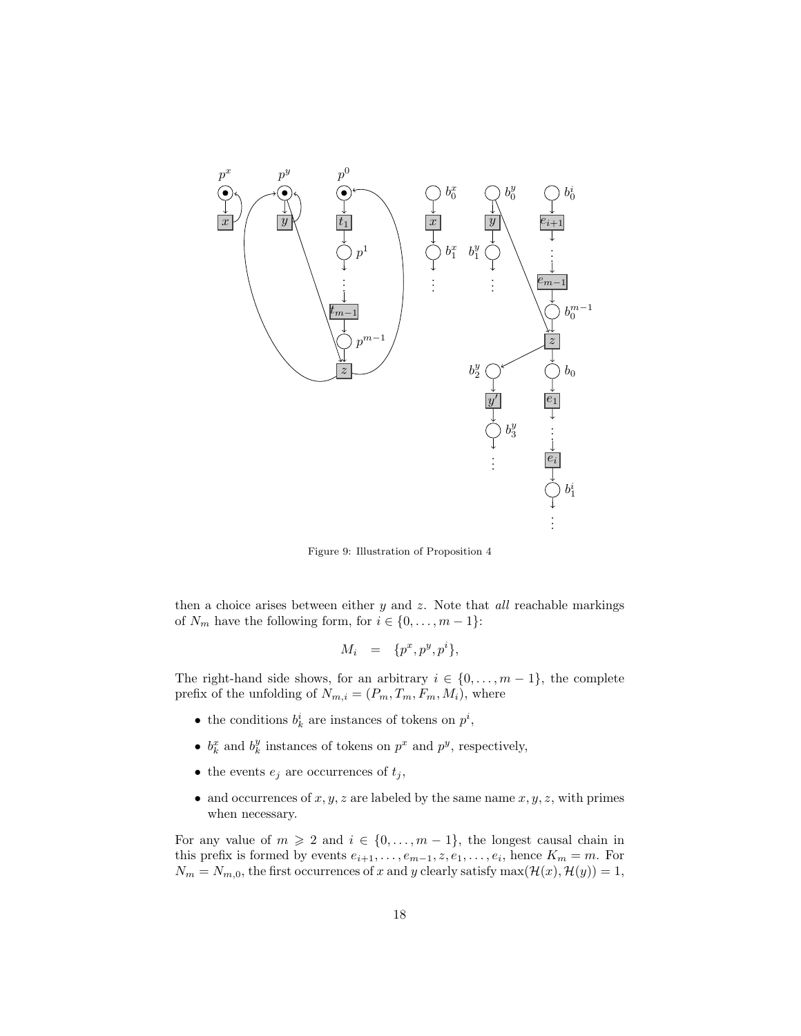Figure 9: Illustration of Proposition 4

then a choice arises between either $y$ and $z$. Note that *all* reachable markings of $N_m$ have the following form, for $i \in \{0, \ldots, m-1\}$:

$$M_i \quad = \quad \{p^x, p^y, p^i\},$$

The right-hand side shows, for an arbitrary $i \in \{0, \ldots, m-1\}$, the complete prefix of the unfolding of $N_{m,i} = (P_m, T_m, F_m, M_i)$, where

- the conditions $b_k^i$ are instances of tokens on $p^i$,
- $b_k^x$ and $b_k^y$ instances of tokens on $p^x$ and $p^y$, respectively,
- the events $e_j$ are occurrences of $t_j$,
- and occurrences of $x, y, z$ are labeled by the same name $x, y, z$, with primes when necessary.

For any value of $m \geqslant 2$ and $i \in \{0, \ldots, m-1\}$, the longest causal chain in this prefix is formed by events $e_{i+1}, \ldots, e_{m-1}, z, e_1, \ldots, e_i$, hence $K_m = m$. For $N_m = N_{m,0}$, the first occurrences of $x$ and $y$ clearly satisfy $\max(\mathcal{H}(x), \mathcal{H}(y)) = 1$,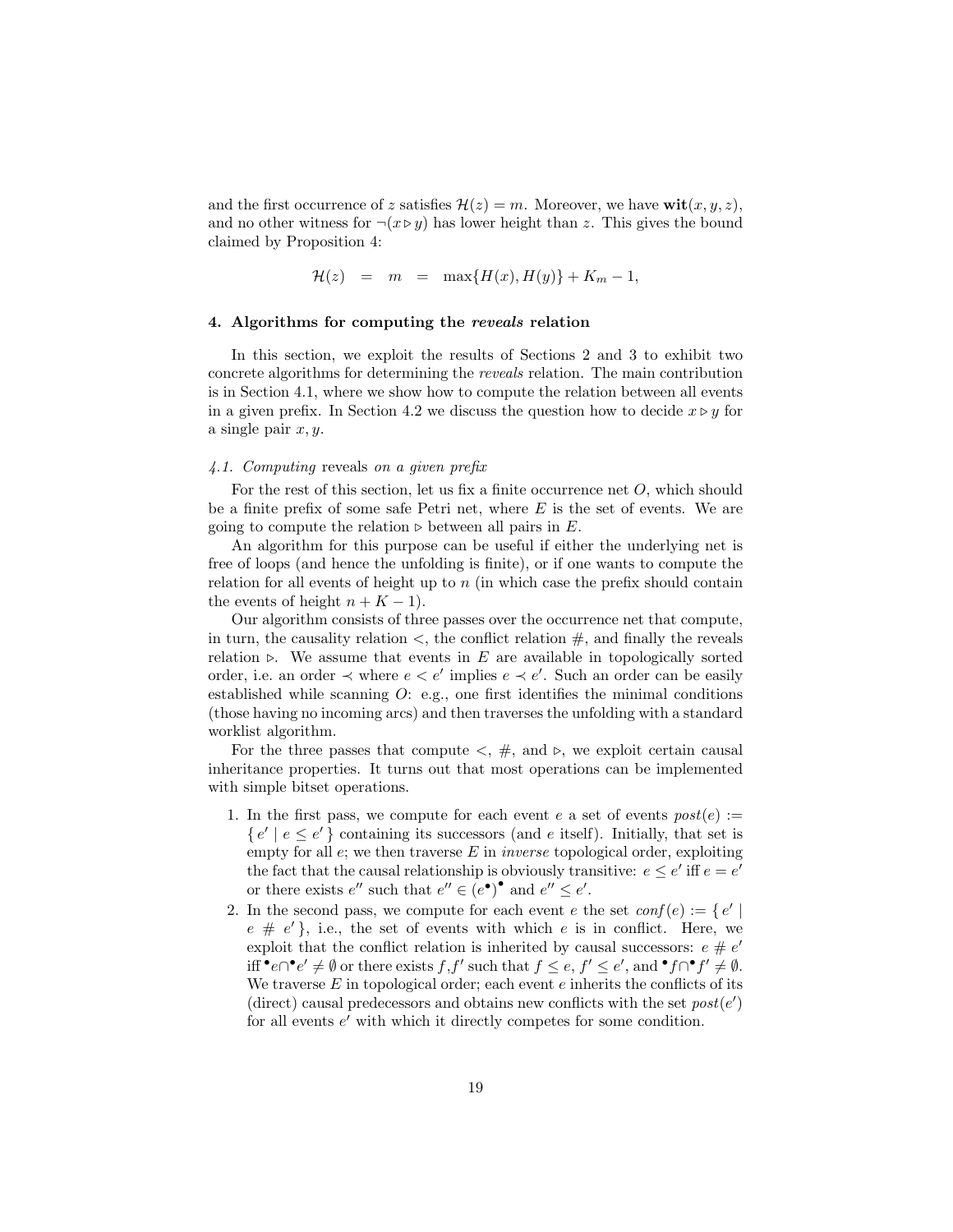and the first occurrence of $z$ satisfies $\mathcal{H}(z) = m$. Moreover, we have $\mathbf{wit}(x, y, z)$, and no other witness for $\neg(x \rhd y)$ has lower height than $z$. This gives the bound claimed by Proposition 4:

$$\mathcal{H}(z) \quad = \quad m \quad = \quad \max\{H(x), H(y)\} + K_m - 1,$$

### 4. Algorithms for computing the *reveals* relation

In this section, we exploit the results of Sections 2 and 3 to exhibit two concrete algorithms for determining the *reveals* relation. The main contribution is in Section 4.1, where we show how to compute the relation between all events in a given prefix. In Section 4.2 we discuss the question how to decide $x \rhd y$ for a single pair $x, y$.

#### *4.1. Computing* reveals *on a given prefix*

For the rest of this section, let us fix a finite occurrence net $O$, which should be a finite prefix of some safe Petri net, where $E$ is the set of events. We are going to compute the relation $\rhd$ between all pairs in $E$.

An algorithm for this purpose can be useful if either the underlying net is free of loops (and hence the unfolding is finite), or if one wants to compute the relation for all events of height up to $n$ (in which case the prefix should contain the events of height $n + K - 1$).

Our algorithm consists of three passes over the occurrence net that compute, in turn, the causality relation $<$, the conflict relation $\#$, and finally the reveals relation $\rhd$. We assume that events in $E$ are available in topologically sorted order, i.e. an order $\prec$ where $e < e'$ implies $e \prec e'$. Such an order can be easily established while scanning $O$: e.g., one first identifies the minimal conditions (those having no incoming arcs) and then traverses the unfolding with a standard worklist algorithm.

For the three passes that compute $<$, $\#$, and $\rhd$, we exploit certain causal inheritance properties. It turns out that most operations can be implemented with simple bitset operations.

1. In the first pass, we compute for each event $e$ a set of events $post(e) := \{\, e' \mid e \leq e' \,\}$ containing its successors (and $e$ itself). Initially, that set is empty for all $e$; we then traverse $E$ in *inverse* topological order, exploiting the fact that the causal relationship is obviously transitive: $e \leq e'$ iff $e = e'$ or there exists $e''$ such that $e'' \in (e^\bullet)^\bullet$ and $e'' \leq e'$.
2. In the second pass, we compute for each event $e$ the set $conf(e) := \{\, e' \mid e \,\#\, e' \,\}$, i.e., the set of events with which $e$ is in conflict. Here, we exploit that the conflict relation is inherited by causal successors: $e \,\#\, e'$ iff ${}^\bullet e \cap {}^\bullet e' \neq \emptyset$ or there exists $f, f'$ such that $f \leq e$, $f' \leq e'$, and ${}^\bullet f \cap {}^\bullet f' \neq \emptyset$. We traverse $E$ in topological order; each event $e$ inherits the conflicts of its (direct) causal predecessors and obtains new conflicts with the set $post(e')$ for all events $e'$ with which it directly competes for some condition.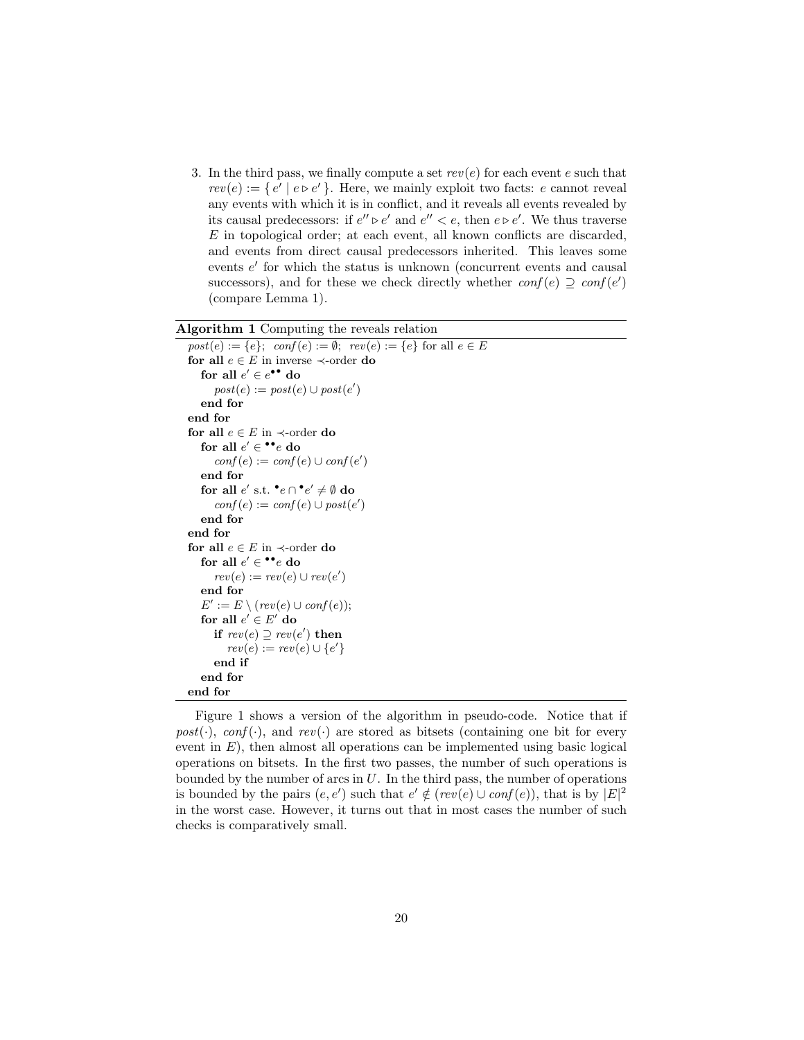3. In the third pass, we finally compute a set $rev(e)$ for each event $e$ such that $rev(e) := \{ e' \mid e \rhd e' \}$. Here, we mainly exploit two facts: $e$ cannot reveal any events with which it is in conflict, and it reveals all events revealed by its causal predecessors: if $e'' \rhd e'$ and $e'' < e$, then $e \rhd e'$. We thus traverse $E$ in topological order; at each event, all known conflicts are discarded, and events from direct causal predecessors inherited. This leaves some events $e'$ for which the status is unknown (concurrent events and causal successors), and for these we check directly whether $conf(e) \supseteq conf(e')$ (compare Lemma 1).

**Algorithm 1** Computing the reveals relation

```
post(e) := {e};  conf(e) := ∅;  rev(e) := {e} for all e ∈ E
for all e ∈ E in inverse ≺-order do
   for all e' ∈ e•• do
      post(e) := post(e) ∪ post(e')
   end for
end for
for all e ∈ E in ≺-order do
   for all e' ∈ ••e do
      conf(e) := conf(e) ∪ conf(e')
   end for
   for all e' s.t. •e ∩ •e' ≠ ∅ do
      conf(e) := conf(e) ∪ post(e')
   end for
end for
for all e ∈ E in ≺-order do
   for all e' ∈ ••e do
      rev(e) := rev(e) ∪ rev(e')
   end for
   E' := E \ (rev(e) ∪ conf(e));
   for all e' ∈ E' do
      if rev(e) ⊇ rev(e') then
         rev(e) := rev(e) ∪ {e'}
      end if
   end for
end for
```

Figure 1 shows a version of the algorithm in pseudo-code. Notice that if $post(\cdot)$, $conf(\cdot)$, and $rev(\cdot)$ are stored as bitsets (containing one bit for every event in $E$), then almost all operations can be implemented using basic logical operations on bitsets. In the first two passes, the number of such operations is bounded by the number of arcs in $U$. In the third pass, the number of operations is bounded by the pairs $(e, e')$ such that $e' \notin (rev(e) \cup conf(e))$, that is by $|E|^2$ in the worst case. However, it turns out that in most cases the number of such checks is comparatively small.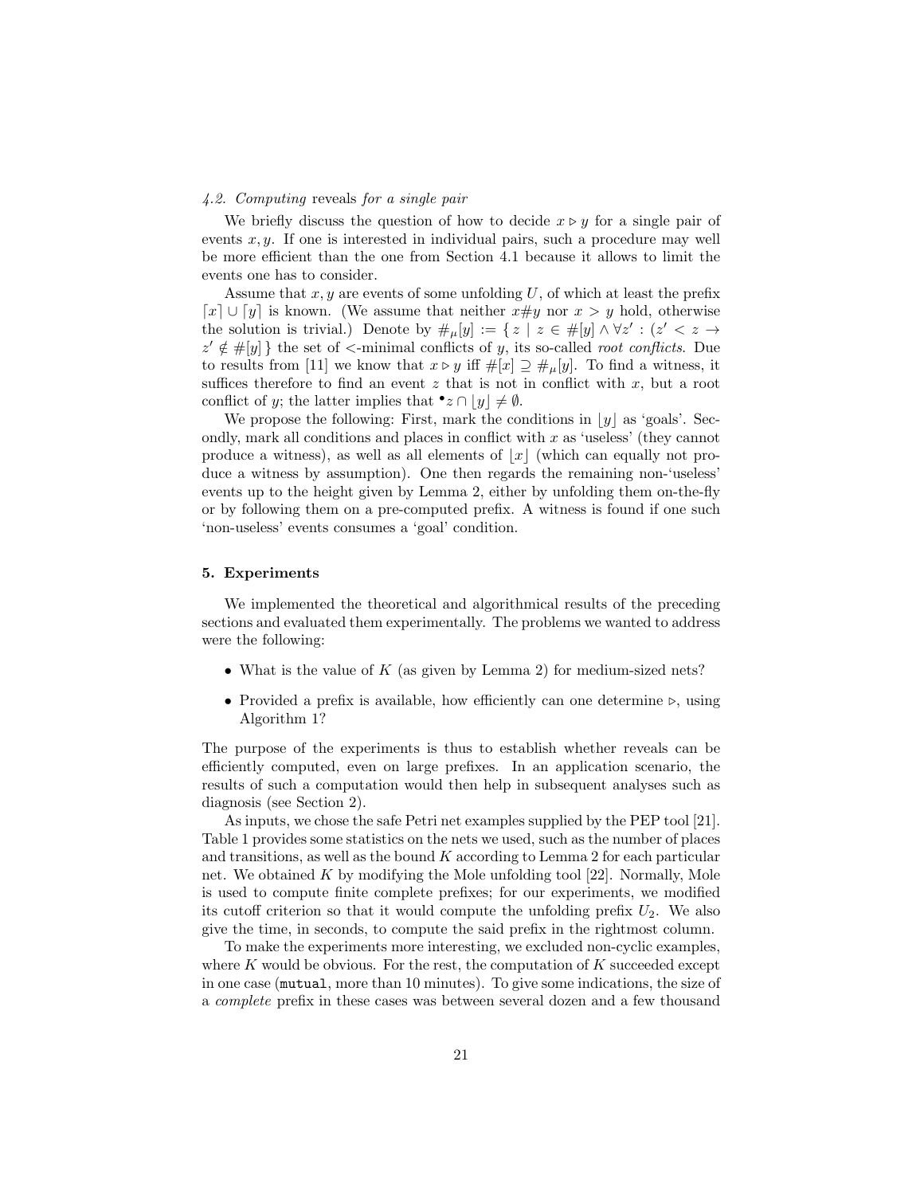### 4.2. *Computing* reveals *for a single pair*

We briefly discuss the question of how to decide $x \triangleright y$ for a single pair of events $x, y$. If one is interested in individual pairs, such a procedure may well be more efficient than the one from Section 4.1 because it allows to limit the events one has to consider.

Assume that $x, y$ are events of some unfolding $U$, of which at least the prefix $\lceil x \rceil \cup \lceil y \rceil$ is known. (We assume that neither $x \# y$ nor $x > y$ hold, otherwise the solution is trivial.) Denote by $\#_\mu[y] := \{ z \mid z \in \#[y] \land \forall z' : (z' < z \rightarrow z' \notin \#[y] \}$ the set of $<$-minimal conflicts of $y$, its so-called *root conflicts*. Due to results from [11] we know that $x \triangleright y$ iff $\#[x] \supseteq \#_\mu[y]$. To find a witness, it suffices therefore to find an event $z$ that is not in conflict with $x$, but a root conflict of $y$; the latter implies that ${}^\bullet z \cap \lfloor y \rfloor \neq \emptyset$.

We propose the following: First, mark the conditions in $\lfloor y \rfloor$ as 'goals'. Secondly, mark all conditions and places in conflict with $x$ as 'useless' (they cannot produce a witness), as well as all elements of $\lfloor x \rfloor$ (which can equally not produce a witness by assumption). One then regards the remaining non-'useless' events up to the height given by Lemma 2, either by unfolding them on-the-fly or by following them on a pre-computed prefix. A witness is found if one such 'non-useless' events consumes a 'goal' condition.

## 5. Experiments

We implemented the theoretical and algorithmical results of the preceding sections and evaluated them experimentally. The problems we wanted to address were the following:

- What is the value of $K$ (as given by Lemma 2) for medium-sized nets?
- Provided a prefix is available, how efficiently can one determine $\triangleright$, using Algorithm 1?

The purpose of the experiments is thus to establish whether reveals can be efficiently computed, even on large prefixes. In an application scenario, the results of such a computation would then help in subsequent analyses such as diagnosis (see Section 2).

As inputs, we chose the safe Petri net examples supplied by the PEP tool [21]. Table 1 provides some statistics on the nets we used, such as the number of places and transitions, as well as the bound $K$ according to Lemma 2 for each particular net. We obtained $K$ by modifying the Mole unfolding tool [22]. Normally, Mole is used to compute finite complete prefixes; for our experiments, we modified its cutoff criterion so that it would compute the unfolding prefix $U_2$. We also give the time, in seconds, to compute the said prefix in the rightmost column.

To make the experiments more interesting, we excluded non-cyclic examples, where $K$ would be obvious. For the rest, the computation of $K$ succeeded except in one case (`mutual`, more than 10 minutes). To give some indications, the size of a *complete* prefix in these cases was between several dozen and a few thousand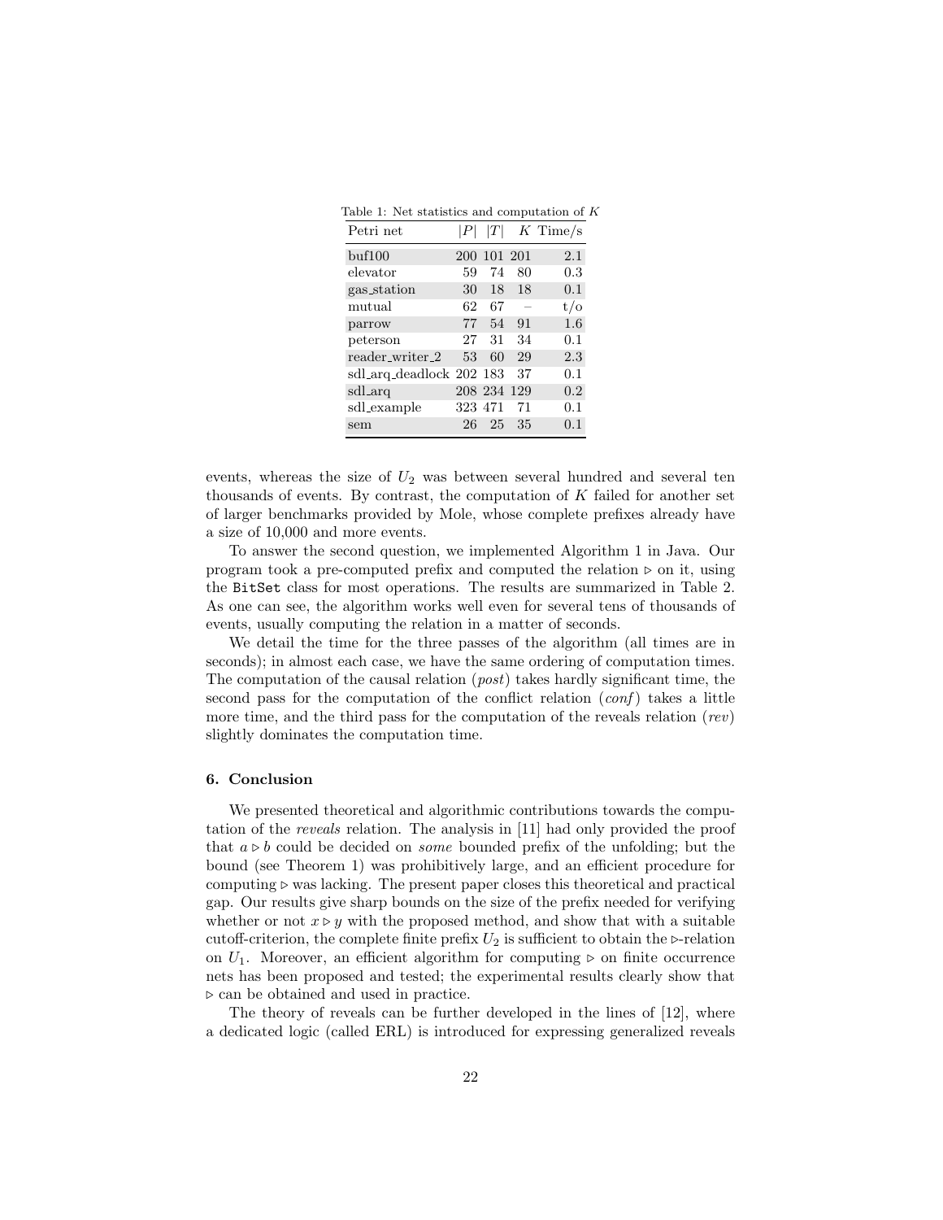Table 1: Net statistics and computation of $K$

| Petri net | $\|P\|$ | $\|T\|$ | $K$ | Time/s |
|---|---|---|---|---|
| buf100 | 200 | 101 | 201 | 2.1 |
| elevator | 59 | 74 | 80 | 0.3 |
| gas_station | 30 | 18 | 18 | 0.1 |
| mutual | 62 | 67 | – | t/o |
| parrow | 77 | 54 | 91 | 1.6 |
| peterson | 27 | 31 | 34 | 0.1 |
| reader_writer_2 | 53 | 60 | 29 | 2.3 |
| sdl_arq_deadlock | 202 | 183 | 37 | 0.1 |
| sdl_arq | 208 | 234 | 129 | 0.2 |
| sdl_example | 323 | 471 | 71 | 0.1 |
| sem | 26 | 25 | 35 | 0.1 |

events, whereas the size of $U_2$ was between several hundred and several ten thousands of events. By contrast, the computation of $K$ failed for another set of larger benchmarks provided by Mole, whose complete prefixes already have a size of 10,000 and more events.

To answer the second question, we implemented Algorithm 1 in Java. Our program took a pre-computed prefix and computed the relation $\rhd$ on it, using the `BitSet` class for most operations. The results are summarized in Table 2. As one can see, the algorithm works well even for several tens of thousands of events, usually computing the relation in a matter of seconds.

We detail the time for the three passes of the algorithm (all times are in seconds); in almost each case, we have the same ordering of computation times. The computation of the causal relation (*post*) takes hardly significant time, the second pass for the computation of the conflict relation (*conf*) takes a little more time, and the third pass for the computation of the reveals relation (*rev*) slightly dominates the computation time.

## 6. Conclusion

We presented theoretical and algorithmic contributions towards the computation of the *reveals* relation. The analysis in [11] had only provided the proof that $a \rhd b$ could be decided on *some* bounded prefix of the unfolding; but the bound (see Theorem 1) was prohibitively large, and an efficient procedure for computing $\rhd$ was lacking. The present paper closes this theoretical and practical gap. Our results give sharp bounds on the size of the prefix needed for verifying whether or not $x \rhd y$ with the proposed method, and show that with a suitable cutoff-criterion, the complete finite prefix $U_2$ is sufficient to obtain the $\rhd$-relation on $U_1$. Moreover, an efficient algorithm for computing $\rhd$ on finite occurrence nets has been proposed and tested; the experimental results clearly show that $\rhd$ can be obtained and used in practice.

The theory of reveals can be further developed in the lines of [12], where a dedicated logic (called ERL) is introduced for expressing generalized reveals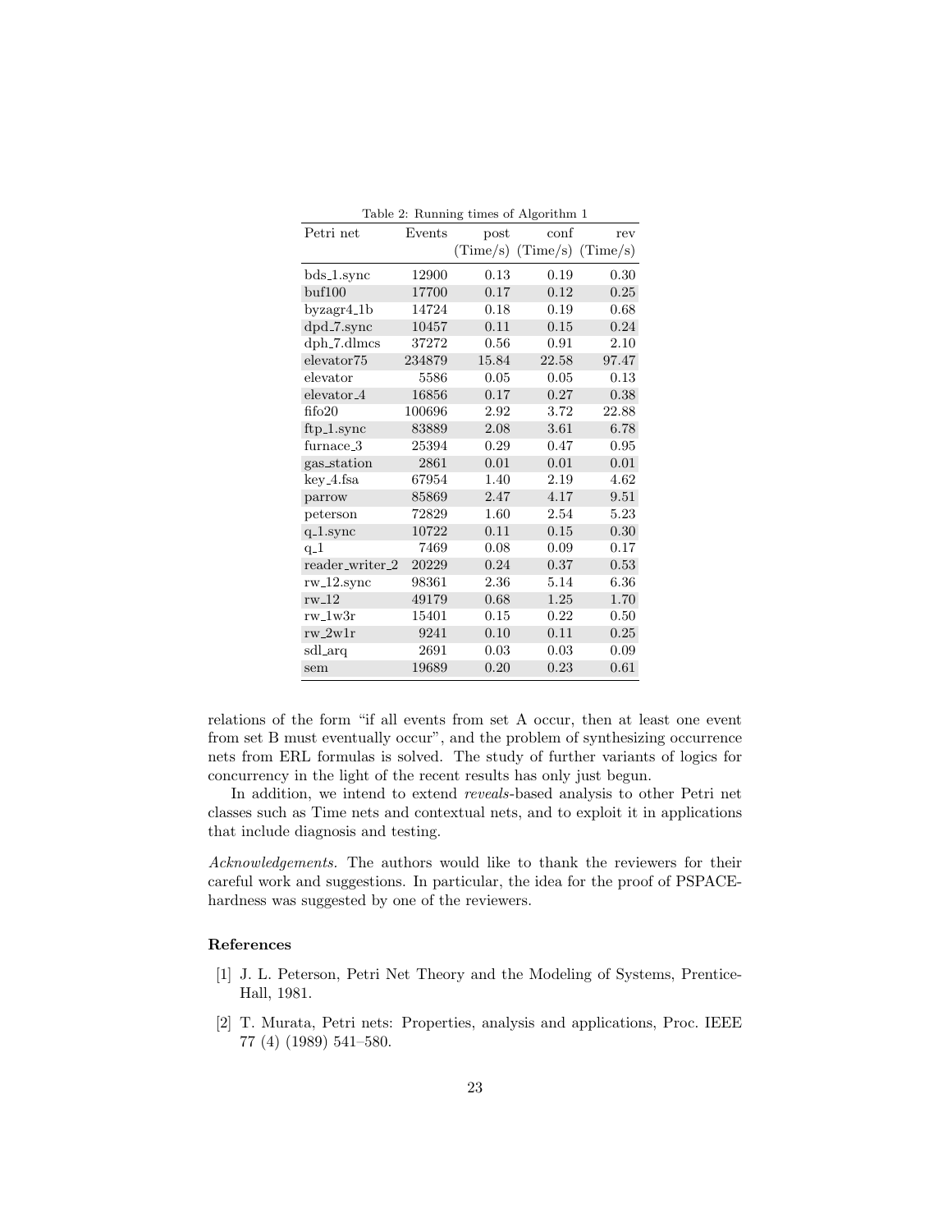Table 2: Running times of Algorithm 1

| Petri net | Events | post (Time/s) | conf (Time/s) | rev (Time/s) |
|---|---|---|---|---|
| bds_1.sync | 12900 | 0.13 | 0.19 | 0.30 |
| buf100 | 17700 | 0.17 | 0.12 | 0.25 |
| byzagr4_1b | 14724 | 0.18 | 0.19 | 0.68 |
| dpd_7.sync | 10457 | 0.11 | 0.15 | 0.24 |
| dph_7.dlmcs | 37272 | 0.56 | 0.91 | 2.10 |
| elevator75 | 234879 | 15.84 | 22.58 | 97.47 |
| elevator | 5586 | 0.05 | 0.05 | 0.13 |
| elevator_4 | 16856 | 0.17 | 0.27 | 0.38 |
| fifo20 | 100696 | 2.92 | 3.72 | 22.88 |
| ftp_1.sync | 83889 | 2.08 | 3.61 | 6.78 |
| furnace_3 | 25394 | 0.29 | 0.47 | 0.95 |
| gas_station | 2861 | 0.01 | 0.01 | 0.01 |
| key_4.fsa | 67954 | 1.40 | 2.19 | 4.62 |
| parrow | 85869 | 2.47 | 4.17 | 9.51 |
| peterson | 72829 | 1.60 | 2.54 | 5.23 |
| q_1.sync | 10722 | 0.11 | 0.15 | 0.30 |
| q_1 | 7469 | 0.08 | 0.09 | 0.17 |
| reader_writer_2 | 20229 | 0.24 | 0.37 | 0.53 |
| rw_12.sync | 98361 | 2.36 | 5.14 | 6.36 |
| rw_12 | 49179 | 0.68 | 1.25 | 1.70 |
| rw_1w3r | 15401 | 0.15 | 0.22 | 0.50 |
| rw_2w1r | 9241 | 0.10 | 0.11 | 0.25 |
| sdl_arq | 2691 | 0.03 | 0.03 | 0.09 |
| sem | 19689 | 0.20 | 0.23 | 0.61 |

relations of the form "if all events from set A occur, then at least one event from set B must eventually occur", and the problem of synthesizing occurrence nets from ERL formulas is solved. The study of further variants of logics for concurrency in the light of the recent results has only just begun.

In addition, we intend to extend *reveals*-based analysis to other Petri net classes such as Time nets and contextual nets, and to exploit it in applications that include diagnosis and testing.

*Acknowledgements.* The authors would like to thank the reviewers for their careful work and suggestions. In particular, the idea for the proof of PSPACE-hardness was suggested by one of the reviewers.

## References

[1] J. L. Peterson, Petri Net Theory and the Modeling of Systems, Prentice-Hall, 1981.

[2] T. Murata, Petri nets: Properties, analysis and applications, Proc. IEEE 77 (4) (1989) 541–580.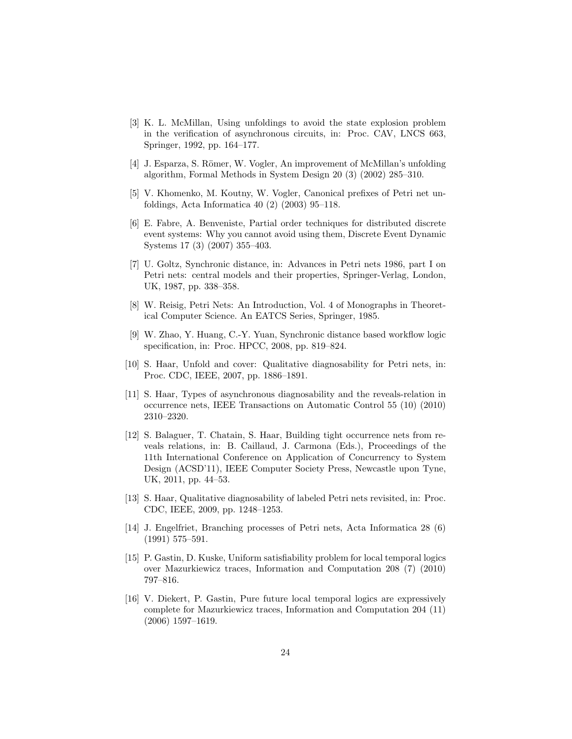[3] K. L. McMillan, Using unfoldings to avoid the state explosion problem in the verification of asynchronous circuits, in: Proc. CAV, LNCS 663, Springer, 1992, pp. 164–177.

[4] J. Esparza, S. Römer, W. Vogler, An improvement of McMillan's unfolding algorithm, Formal Methods in System Design 20 (3) (2002) 285–310.

[5] V. Khomenko, M. Koutny, W. Vogler, Canonical prefixes of Petri net unfoldings, Acta Informatica 40 (2) (2003) 95–118.

[6] E. Fabre, A. Benveniste, Partial order techniques for distributed discrete event systems: Why you cannot avoid using them, Discrete Event Dynamic Systems 17 (3) (2007) 355–403.

[7] U. Goltz, Synchronic distance, in: Advances in Petri nets 1986, part I on Petri nets: central models and their properties, Springer-Verlag, London, UK, 1987, pp. 338–358.

[8] W. Reisig, Petri Nets: An Introduction, Vol. 4 of Monographs in Theoretical Computer Science. An EATCS Series, Springer, 1985.

[9] W. Zhao, Y. Huang, C.-Y. Yuan, Synchronic distance based workflow logic specification, in: Proc. HPCC, 2008, pp. 819–824.

[10] S. Haar, Unfold and cover: Qualitative diagnosability for Petri nets, in: Proc. CDC, IEEE, 2007, pp. 1886–1891.

[11] S. Haar, Types of asynchronous diagnosability and the reveals-relation in occurrence nets, IEEE Transactions on Automatic Control 55 (10) (2010) 2310–2320.

[12] S. Balaguer, T. Chatain, S. Haar, Building tight occurrence nets from reveals relations, in: B. Caillaud, J. Carmona (Eds.), Proceedings of the 11th International Conference on Application of Concurrency to System Design (ACSD'11), IEEE Computer Society Press, Newcastle upon Tyne, UK, 2011, pp. 44–53.

[13] S. Haar, Qualitative diagnosability of labeled Petri nets revisited, in: Proc. CDC, IEEE, 2009, pp. 1248–1253.

[14] J. Engelfriet, Branching processes of Petri nets, Acta Informatica 28 (6) (1991) 575–591.

[15] P. Gastin, D. Kuske, Uniform satisfiability problem for local temporal logics over Mazurkiewicz traces, Information and Computation 208 (7) (2010) 797–816.

[16] V. Diekert, P. Gastin, Pure future local temporal logics are expressively complete for Mazurkiewicz traces, Information and Computation 204 (11) (2006) 1597–1619.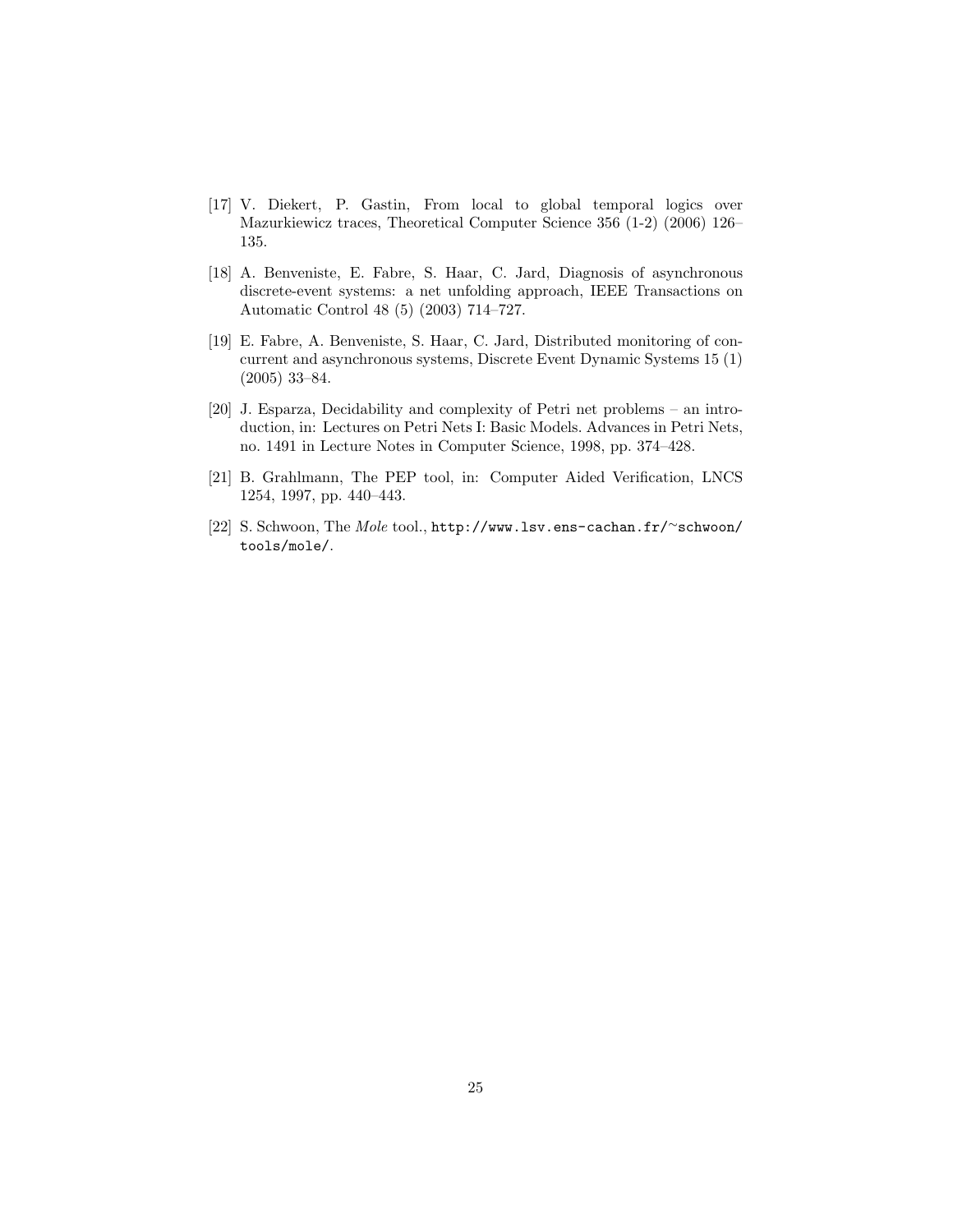[17] V. Diekert, P. Gastin, From local to global temporal logics over Mazurkiewicz traces, Theoretical Computer Science 356 (1-2) (2006) 126–135.

[18] A. Benveniste, E. Fabre, S. Haar, C. Jard, Diagnosis of asynchronous discrete-event systems: a net unfolding approach, IEEE Transactions on Automatic Control 48 (5) (2003) 714–727.

[19] E. Fabre, A. Benveniste, S. Haar, C. Jard, Distributed monitoring of concurrent and asynchronous systems, Discrete Event Dynamic Systems 15 (1) (2005) 33–84.

[20] J. Esparza, Decidability and complexity of Petri net problems – an introduction, in: Lectures on Petri Nets I: Basic Models. Advances in Petri Nets, no. 1491 in Lecture Notes in Computer Science, 1998, pp. 374–428.

[21] B. Grahlmann, The PEP tool, in: Computer Aided Verification, LNCS 1254, 1997, pp. 440–443.

[22] S. Schwoon, The *Mole* tool., `http://www.lsv.ens-cachan.fr/~schwoon/tools/mole/`.